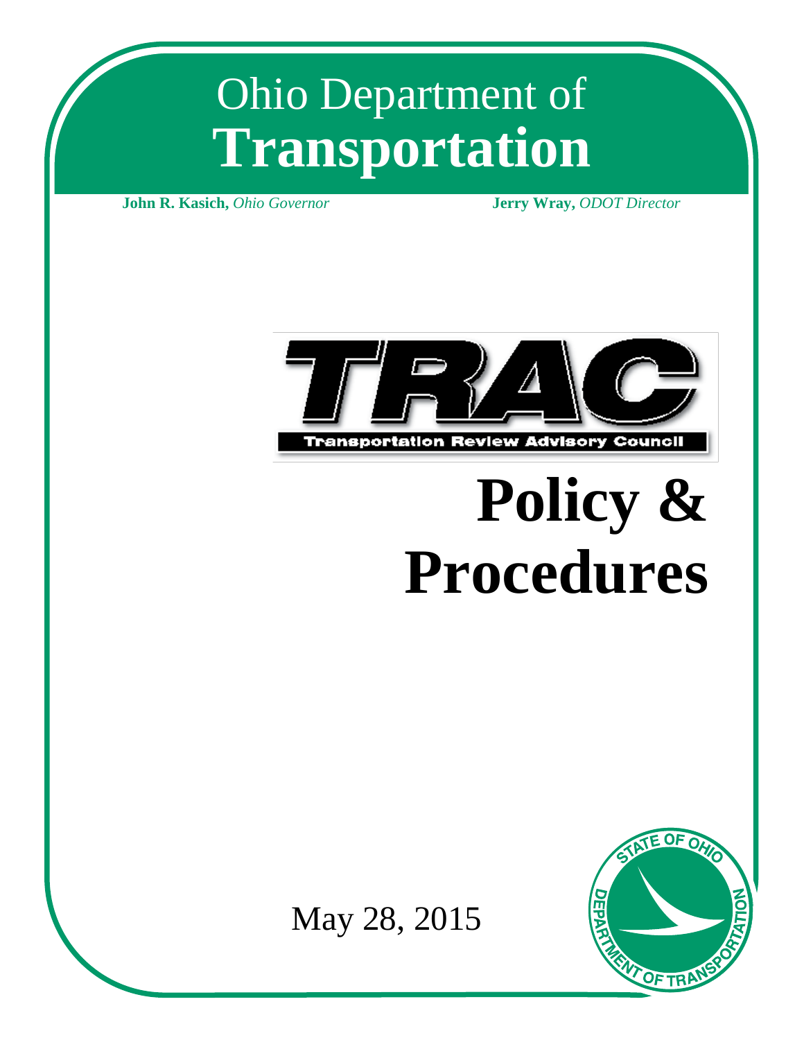# Ohio Department of **Transportation**

**John R. Kasich,** *Ohio Governor*

**Jerry Wray,** *ODOT Director*

TRAC

Transportation Review Advisory Council

# Policy & Procedures

May 28, 2015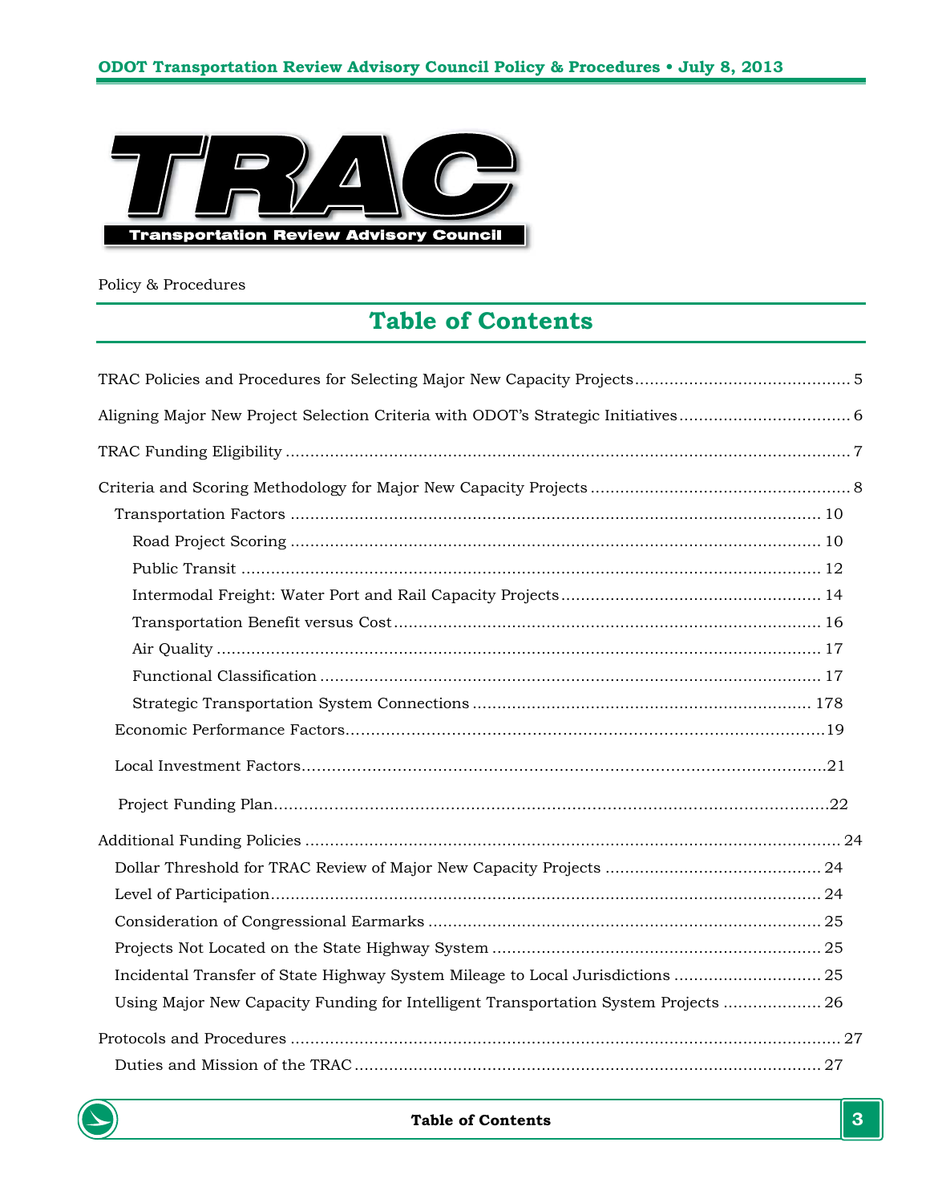TRAC

Transportation Review Advisory Council

Policy & Procedures

## Table of Contents

TRAC Policies and Procedures for Selecting Major New Capacity Projects ........ 5

Aligning Major New Project Selection Criteria with ODOT's Strategic Initiatives ........ 6

TRAC Funding Eligibility ........ 7

Criteria and Scoring Methodology for Major New Capacity Projects ........ 8

- Transportation Factors ........ 10
  - Road Project Scoring ........ 10
  - Public Transit ........ 12
  - Intermodal Freight: Water Port and Rail Capacity Projects ........ 14
  - Transportation Benefit versus Cost ........ 16
  - Air Quality ........ 17
  - Functional Classification ........ 17
  - Strategic Transportation System Connections ........ 178
- Economic Performance Factors ........ 19
- Local Investment Factors ........ 21
- Project Funding Plan ........ 22

Additional Funding Policies ........ 24

- Dollar Threshold for TRAC Review of Major New Capacity Projects ........ 24
- Level of Participation ........ 24
- Consideration of Congressional Earmarks ........ 25
- Projects Not Located on the State Highway System ........ 25
- Incidental Transfer of State Highway System Mileage to Local Jurisdictions ........ 25
- Using Major New Capacity Funding for Intelligent Transportation System Projects ........ 26

Protocols and Procedures ........ 27

- Duties and Mission of the TRAC ........ 27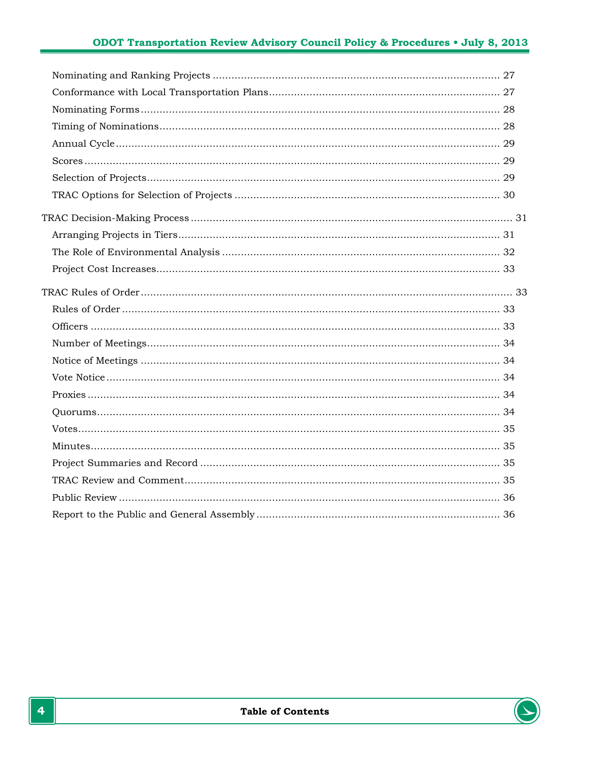- Nominating and Ranking Projects ........................................ 27
- Conformance with Local Transportation Plans ........................................ 27
- Nominating Forms ........................................ 28
- Timing of Nominations ........................................ 28
- Annual Cycle ........................................ 29
- Scores ........................................ 29
- Selection of Projects ........................................ 29
- TRAC Options for Selection of Projects ........................................ 30

TRAC Decision-Making Process ........................................ 31

- Arranging Projects in Tiers ........................................ 31
- The Role of Environmental Analysis ........................................ 32
- Project Cost Increases ........................................ 33

TRAC Rules of Order ........................................ 33

- Rules of Order ........................................ 33
- Officers ........................................ 33
- Number of Meetings ........................................ 34
- Notice of Meetings ........................................ 34
- Vote Notice ........................................ 34
- Proxies ........................................ 34
- Quorums ........................................ 34
- Votes ........................................ 35
- Minutes ........................................ 35
- Project Summaries and Record ........................................ 35
- TRAC Review and Comment ........................................ 35
- Public Review ........................................ 36
- Report to the Public and General Assembly ........................................ 36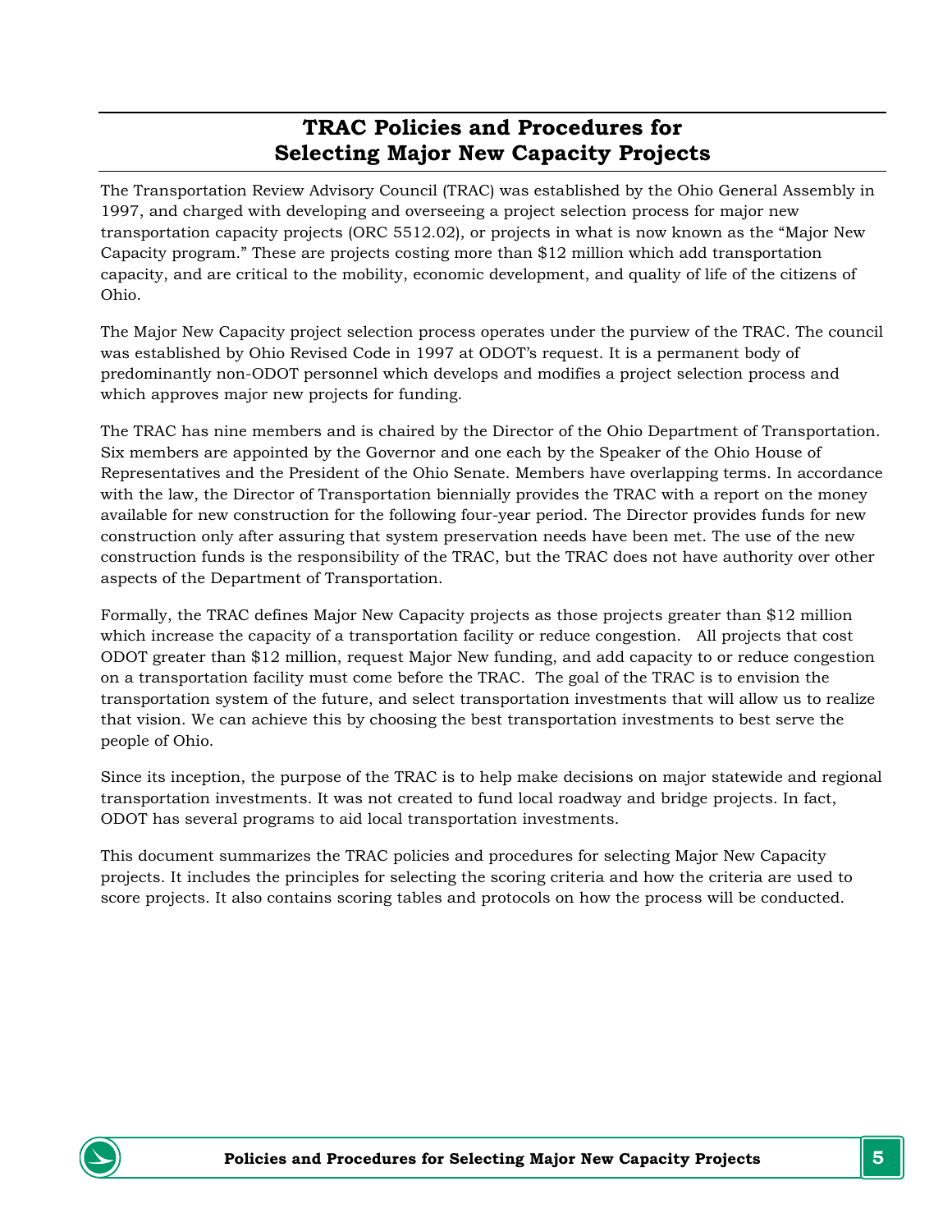# TRAC Policies and Procedures for Selecting Major New Capacity Projects

The Transportation Review Advisory Council (TRAC) was established by the Ohio General Assembly in 1997, and charged with developing and overseeing a project selection process for major new transportation capacity projects (ORC 5512.02), or projects in what is now known as the "Major New Capacity program." These are projects costing more than $12 million which add transportation capacity, and are critical to the mobility, economic development, and quality of life of the citizens of Ohio.

The Major New Capacity project selection process operates under the purview of the TRAC. The council was established by Ohio Revised Code in 1997 at ODOT's request. It is a permanent body of predominantly non-ODOT personnel which develops and modifies a project selection process and which approves major new projects for funding.

The TRAC has nine members and is chaired by the Director of the Ohio Department of Transportation. Six members are appointed by the Governor and one each by the Speaker of the Ohio House of Representatives and the President of the Ohio Senate. Members have overlapping terms. In accordance with the law, the Director of Transportation biennially provides the TRAC with a report on the money available for new construction for the following four-year period. The Director provides funds for new construction only after assuring that system preservation needs have been met. The use of the new construction funds is the responsibility of the TRAC, but the TRAC does not have authority over other aspects of the Department of Transportation.

Formally, the TRAC defines Major New Capacity projects as those projects greater than $12 million which increase the capacity of a transportation facility or reduce congestion. All projects that cost ODOT greater than $12 million, request Major New funding, and add capacity to or reduce congestion on a transportation facility must come before the TRAC. The goal of the TRAC is to envision the transportation system of the future, and select transportation investments that will allow us to realize that vision. We can achieve this by choosing the best transportation investments to best serve the people of Ohio.

Since its inception, the purpose of the TRAC is to help make decisions on major statewide and regional transportation investments. It was not created to fund local roadway and bridge projects. In fact, ODOT has several programs to aid local transportation investments.

This document summarizes the TRAC policies and procedures for selecting Major New Capacity projects. It includes the principles for selecting the scoring criteria and how the criteria are used to score projects. It also contains scoring tables and protocols on how the process will be conducted.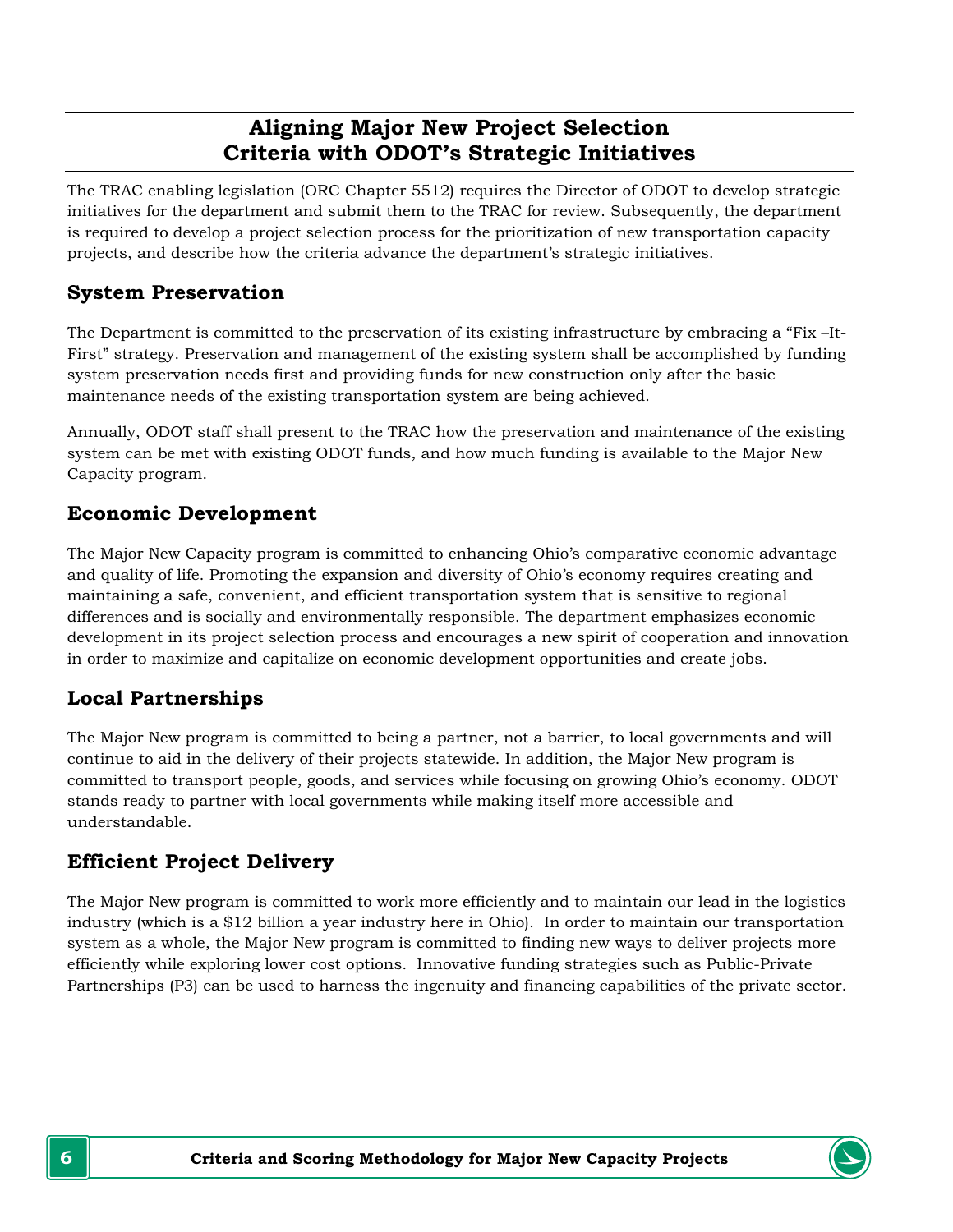# Aligning Major New Project Selection Criteria with ODOT's Strategic Initiatives

The TRAC enabling legislation (ORC Chapter 5512) requires the Director of ODOT to develop strategic initiatives for the department and submit them to the TRAC for review. Subsequently, the department is required to develop a project selection process for the prioritization of new transportation capacity projects, and describe how the criteria advance the department's strategic initiatives.

## System Preservation

The Department is committed to the preservation of its existing infrastructure by embracing a "Fix –It-First" strategy. Preservation and management of the existing system shall be accomplished by funding system preservation needs first and providing funds for new construction only after the basic maintenance needs of the existing transportation system are being achieved.

Annually, ODOT staff shall present to the TRAC how the preservation and maintenance of the existing system can be met with existing ODOT funds, and how much funding is available to the Major New Capacity program.

## Economic Development

The Major New Capacity program is committed to enhancing Ohio's comparative economic advantage and quality of life. Promoting the expansion and diversity of Ohio's economy requires creating and maintaining a safe, convenient, and efficient transportation system that is sensitive to regional differences and is socially and environmentally responsible. The department emphasizes economic development in its project selection process and encourages a new spirit of cooperation and innovation in order to maximize and capitalize on economic development opportunities and create jobs.

## Local Partnerships

The Major New program is committed to being a partner, not a barrier, to local governments and will continue to aid in the delivery of their projects statewide. In addition, the Major New program is committed to transport people, goods, and services while focusing on growing Ohio's economy. ODOT stands ready to partner with local governments while making itself more accessible and understandable.

## Efficient Project Delivery

The Major New program is committed to work more efficiently and to maintain our lead in the logistics industry (which is a $12 billion a year industry here in Ohio). In order to maintain our transportation system as a whole, the Major New program is committed to finding new ways to deliver projects more efficiently while exploring lower cost options. Innovative funding strategies such as Public-Private Partnerships (P3) can be used to harness the ingenuity and financing capabilities of the private sector.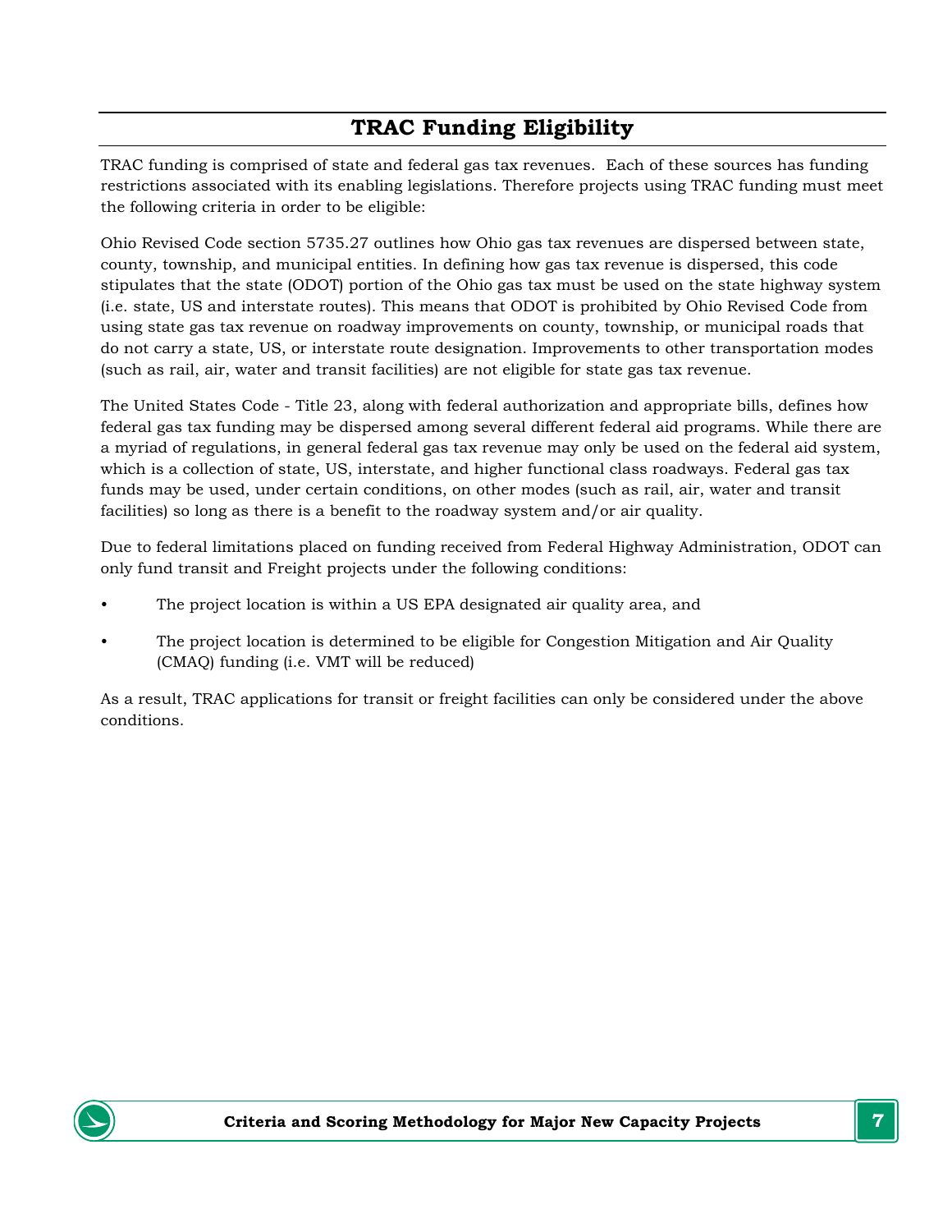# TRAC Funding Eligibility

TRAC funding is comprised of state and federal gas tax revenues. Each of these sources has funding restrictions associated with its enabling legislations. Therefore projects using TRAC funding must meet the following criteria in order to be eligible:

Ohio Revised Code section 5735.27 outlines how Ohio gas tax revenues are dispersed between state, county, township, and municipal entities. In defining how gas tax revenue is dispersed, this code stipulates that the state (ODOT) portion of the Ohio gas tax must be used on the state highway system (i.e. state, US and interstate routes). This means that ODOT is prohibited by Ohio Revised Code from using state gas tax revenue on roadway improvements on county, township, or municipal roads that do not carry a state, US, or interstate route designation. Improvements to other transportation modes (such as rail, air, water and transit facilities) are not eligible for state gas tax revenue.

The United States Code - Title 23, along with federal authorization and appropriate bills, defines how federal gas tax funding may be dispersed among several different federal aid programs. While there are a myriad of regulations, in general federal gas tax revenue may only be used on the federal aid system, which is a collection of state, US, interstate, and higher functional class roadways. Federal gas tax funds may be used, under certain conditions, on other modes (such as rail, air, water and transit facilities) so long as there is a benefit to the roadway system and/or air quality.

Due to federal limitations placed on funding received from Federal Highway Administration, ODOT can only fund transit and Freight projects under the following conditions:

- The project location is within a US EPA designated air quality area, and
- The project location is determined to be eligible for Congestion Mitigation and Air Quality (CMAQ) funding (i.e. VMT will be reduced)

As a result, TRAC applications for transit or freight facilities can only be considered under the above conditions.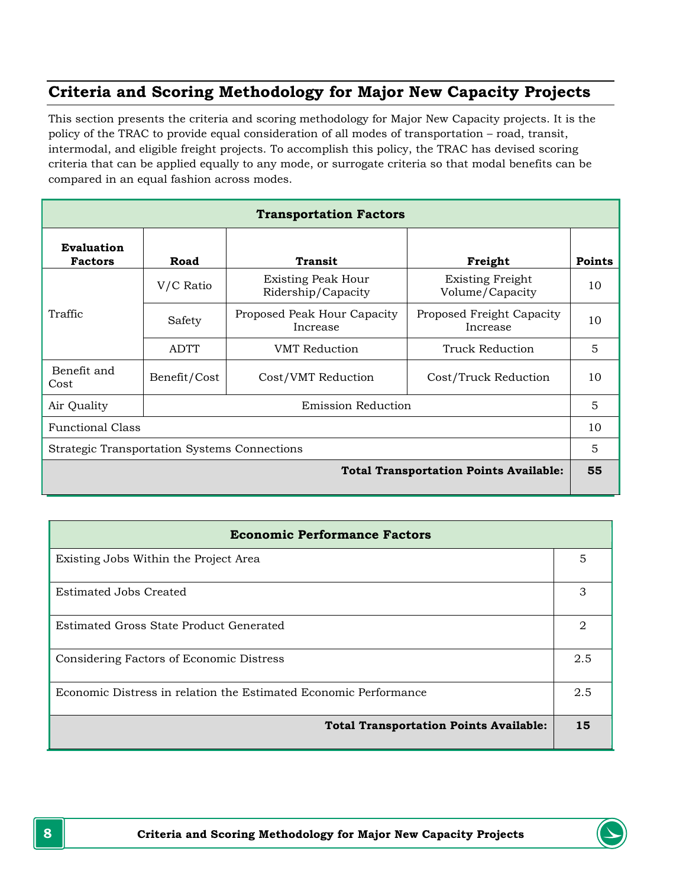## Criteria and Scoring Methodology for Major New Capacity Projects

This section presents the criteria and scoring methodology for Major New Capacity projects. It is the policy of the TRAC to provide equal consideration of all modes of transportation – road, transit, intermodal, and eligible freight projects. To accomplish this policy, the TRAC has devised scoring criteria that can be applied equally to any mode, or surrogate criteria so that modal benefits can be compared in an equal fashion across modes.

| Transportation Factors | | | | |
|---|---|---|---|---|
| **Evaluation Factors** | **Road** | **Transit** | **Freight** | **Points** |
| Traffic | V/C Ratio | Existing Peak Hour Ridership/Capacity | Existing Freight Volume/Capacity | 10 |
| | Safety | Proposed Peak Hour Capacity Increase | Proposed Freight Capacity Increase | 10 |
| | ADTT | VMT Reduction | Truck Reduction | 5 |
| Benefit and Cost | Benefit/Cost | Cost/VMT Reduction | Cost/Truck Reduction | 10 |
| Air Quality | Emission Reduction | | | 5 |
| Functional Class | | | | 10 |
| Strategic Transportation Systems Connections | | | | 5 |
| | | | **Total Transportation Points Available:** | **55** |

| Economic Performance Factors | |
|---|---|
| Existing Jobs Within the Project Area | 5 |
| Estimated Jobs Created | 3 |
| Estimated Gross State Product Generated | 2 |
| Considering Factors of Economic Distress | 2.5 |
| Economic Distress in relation the Estimated Economic Performance | 2.5 |
| **Total Transportation Points Available:** | **15** |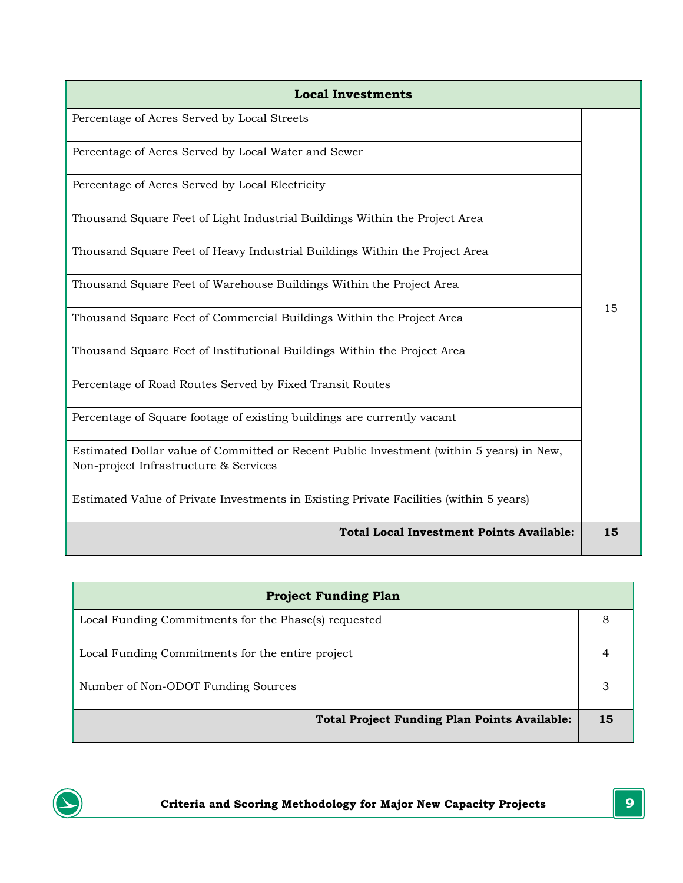| Local Investments | |
|---|---|
| Percentage of Acres Served by Local Streets | 15 |
| Percentage of Acres Served by Local Water and Sewer | |
| Percentage of Acres Served by Local Electricity | |
| Thousand Square Feet of Light Industrial Buildings Within the Project Area | |
| Thousand Square Feet of Heavy Industrial Buildings Within the Project Area | |
| Thousand Square Feet of Warehouse Buildings Within the Project Area | |
| Thousand Square Feet of Commercial Buildings Within the Project Area | |
| Thousand Square Feet of Institutional Buildings Within the Project Area | |
| Percentage of Road Routes Served by Fixed Transit Routes | |
| Percentage of Square footage of existing buildings are currently vacant | |
| Estimated Dollar value of Committed or Recent Public Investment (within 5 years) in New, Non-project Infrastructure & Services | |
| Estimated Value of Private Investments in Existing Private Facilities (within 5 years) | |
| **Total Local Investment Points Available:** | **15** |

| Project Funding Plan | |
|---|---|
| Local Funding Commitments for the Phase(s) requested | 8 |
| Local Funding Commitments for the entire project | 4 |
| Number of Non-ODOT Funding Sources | 3 |
| **Total Project Funding Plan Points Available:** | **15** |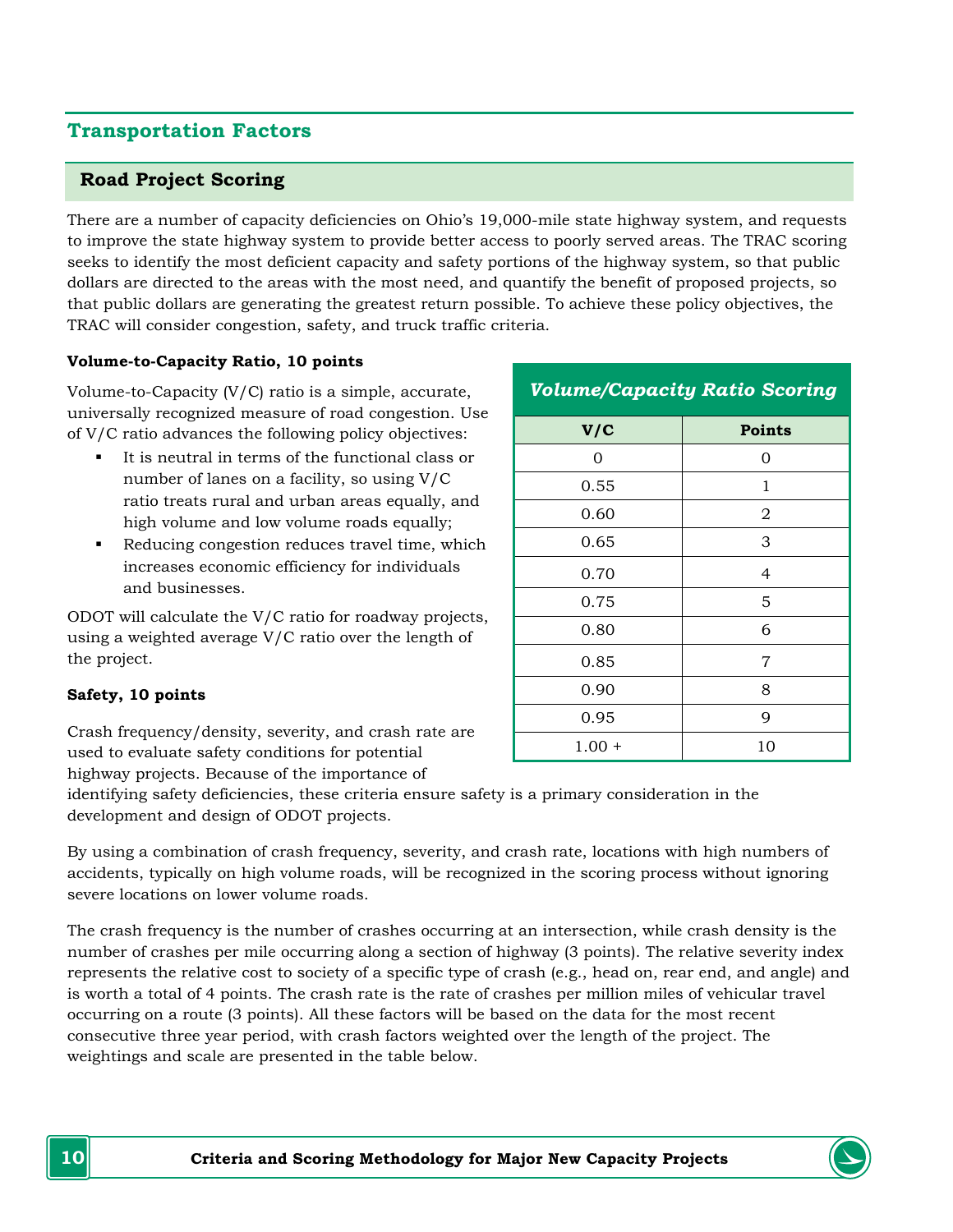## Transportation Factors

### Road Project Scoring

There are a number of capacity deficiencies on Ohio's 19,000-mile state highway system, and requests to improve the state highway system to provide better access to poorly served areas. The TRAC scoring seeks to identify the most deficient capacity and safety portions of the highway system, so that public dollars are directed to the areas with the most need, and quantify the benefit of proposed projects, so that public dollars are generating the greatest return possible. To achieve these policy objectives, the TRAC will consider congestion, safety, and truck traffic criteria.

**Volume-to-Capacity Ratio, 10 points**

Volume-to-Capacity (V/C) ratio is a simple, accurate, universally recognized measure of road congestion. Use of V/C ratio advances the following policy objectives:

- It is neutral in terms of the functional class or number of lanes on a facility, so using V/C ratio treats rural and urban areas equally, and high volume and low volume roads equally;
- Reducing congestion reduces travel time, which increases economic efficiency for individuals and businesses.

ODOT will calculate the V/C ratio for roadway projects, using a weighted average V/C ratio over the length of the project.

*Volume/Capacity Ratio Scoring*

| V/C | Points |
|---|---|
| 0 | 0 |
| 0.55 | 1 |
| 0.60 | 2 |
| 0.65 | 3 |
| 0.70 | 4 |
| 0.75 | 5 |
| 0.80 | 6 |
| 0.85 | 7 |
| 0.90 | 8 |
| 0.95 | 9 |
| 1.00 + | 10 |

**Safety, 10 points**

Crash frequency/density, severity, and crash rate are used to evaluate safety conditions for potential highway projects. Because of the importance of identifying safety deficiencies, these criteria ensure safety is a primary consideration in the development and design of ODOT projects.

By using a combination of crash frequency, severity, and crash rate, locations with high numbers of accidents, typically on high volume roads, will be recognized in the scoring process without ignoring severe locations on lower volume roads.

The crash frequency is the number of crashes occurring at an intersection, while crash density is the number of crashes per mile occurring along a section of highway (3 points). The relative severity index represents the relative cost to society of a specific type of crash (e.g., head on, rear end, and angle) and is worth a total of 4 points. The crash rate is the rate of crashes per million miles of vehicular travel occurring on a route (3 points). All these factors will be based on the data for the most recent consecutive three year period, with crash factors weighted over the length of the project. The weightings and scale are presented in the table below.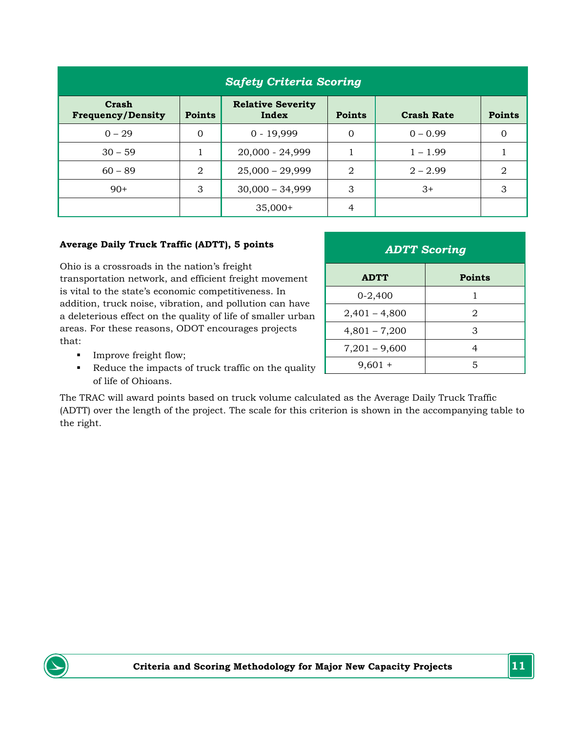| *Safety Criteria Scoring* | | | | | |
|---|---|---|---|---|---|
| **Crash Frequency/Density** | **Points** | **Relative Severity Index** | **Points** | **Crash Rate** | **Points** |
| 0 – 29 | 0 | 0 - 19,999 | 0 | 0 – 0.99 | 0 |
| 30 – 59 | 1 | 20,000 - 24,999 | 1 | 1 – 1.99 | 1 |
| 60 – 89 | 2 | 25,000 – 29,999 | 2 | 2 – 2.99 | 2 |
| 90+ | 3 | 30,000 – 34,999 | 3 | 3+ | 3 |
| | | 35,000+ | 4 | | |

**Average Daily Truck Traffic (ADTT), 5 points**

Ohio is a crossroads in the nation's freight transportation network, and efficient freight movement is vital to the state's economic competitiveness. In addition, truck noise, vibration, and pollution can have a deleterious effect on the quality of life of smaller urban areas. For these reasons, ODOT encourages projects that:

- Improve freight flow;
- Reduce the impacts of truck traffic on the quality of life of Ohioans.

| *ADTT Scoring* | |
|---|---|
| **ADTT** | **Points** |
| 0-2,400 | 1 |
| 2,401 – 4,800 | 2 |
| 4,801 – 7,200 | 3 |
| 7,201 – 9,600 | 4 |
| 9,601 + | 5 |

The TRAC will award points based on truck volume calculated as the Average Daily Truck Traffic (ADTT) over the length of the project. The scale for this criterion is shown in the accompanying table to the right.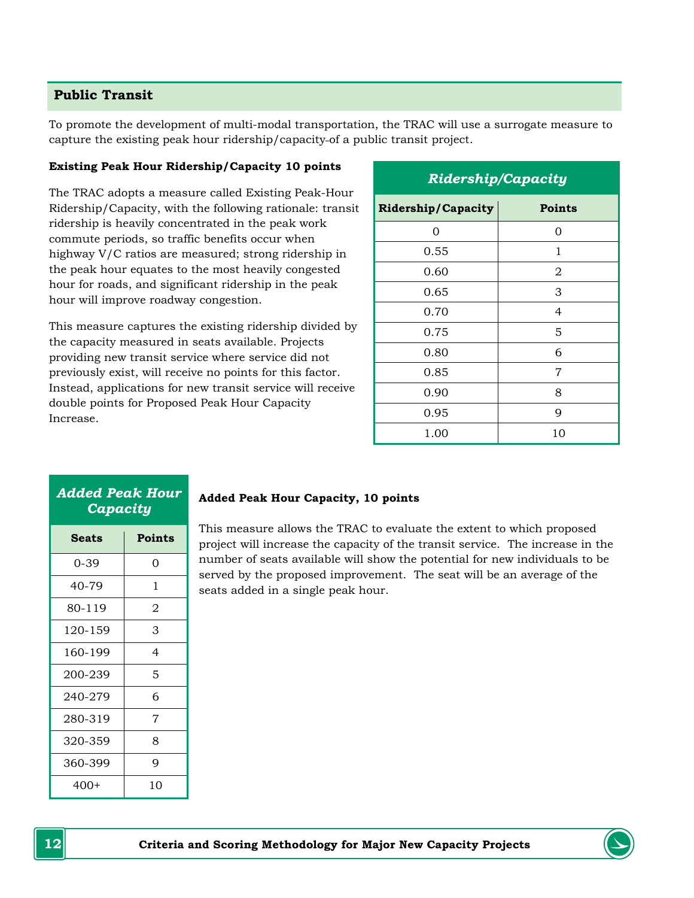## Public Transit

To promote the development of multi-modal transportation, the TRAC will use a surrogate measure to capture the existing peak hour ridership/capacity of a public transit project.

**Existing Peak Hour Ridership/Capacity 10 points**

The TRAC adopts a measure called Existing Peak-Hour Ridership/Capacity, with the following rationale: transit ridership is heavily concentrated in the peak work commute periods, so traffic benefits occur when highway V/C ratios are measured; strong ridership in the peak hour equates to the most heavily congested hour for roads, and significant ridership in the peak hour will improve roadway congestion.

This measure captures the existing ridership divided by the capacity measured in seats available. Projects providing new transit service where service did not previously exist, will receive no points for this factor. Instead, applications for new transit service will receive double points for Proposed Peak Hour Capacity Increase.

***Ridership/Capacity***

| Ridership/Capacity | Points |
|---|---|
| 0 | 0 |
| 0.55 | 1 |
| 0.60 | 2 |
| 0.65 | 3 |
| 0.70 | 4 |
| 0.75 | 5 |
| 0.80 | 6 |
| 0.85 | 7 |
| 0.90 | 8 |
| 0.95 | 9 |
| 1.00 | 10 |

**Added Peak Hour Capacity, 10 points**

This measure allows the TRAC to evaluate the extent to which proposed project will increase the capacity of the transit service. The increase in the number of seats available will show the potential for new individuals to be served by the proposed improvement. The seat will be an average of the seats added in a single peak hour.

***Added Peak Hour Capacity***

| Seats | Points |
|---|---|
| 0-39 | 0 |
| 40-79 | 1 |
| 80-119 | 2 |
| 120-159 | 3 |
| 160-199 | 4 |
| 200-239 | 5 |
| 240-279 | 6 |
| 280-319 | 7 |
| 320-359 | 8 |
| 360-399 | 9 |
| 400+ | 10 |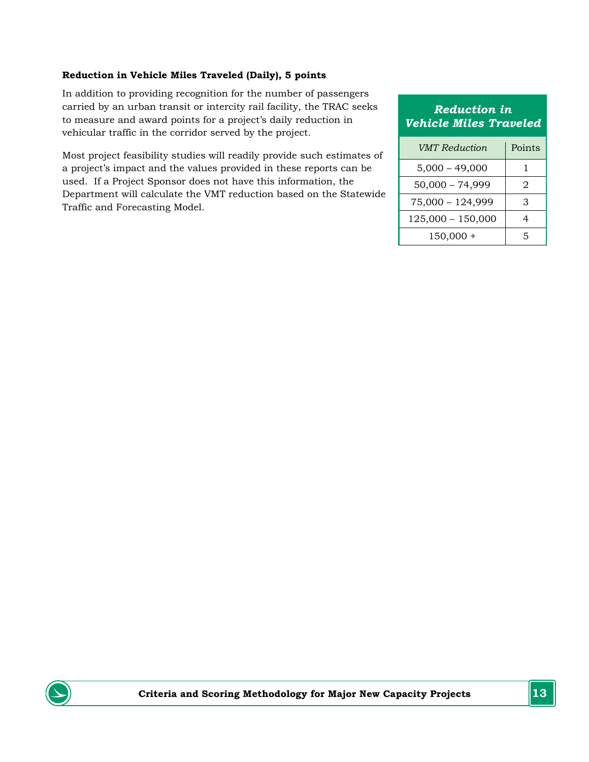**Reduction in Vehicle Miles Traveled (Daily), 5 points**

In addition to providing recognition for the number of passengers carried by an urban transit or intercity rail facility, the TRAC seeks to measure and award points for a project's daily reduction in vehicular traffic in the corridor served by the project.

Most project feasibility studies will readily provide such estimates of a project's impact and the values provided in these reports can be used. If a Project Sponsor does not have this information, the Department will calculate the VMT reduction based on the Statewide Traffic and Forecasting Model.

***Reduction in Vehicle Miles Traveled***

| *VMT Reduction* | Points |
|---|---|
| 5,000 – 49,000 | 1 |
| 50,000 – 74,999 | 2 |
| 75,000 – 124,999 | 3 |
| 125,000 – 150,000 | 4 |
| 150,000 + | 5 |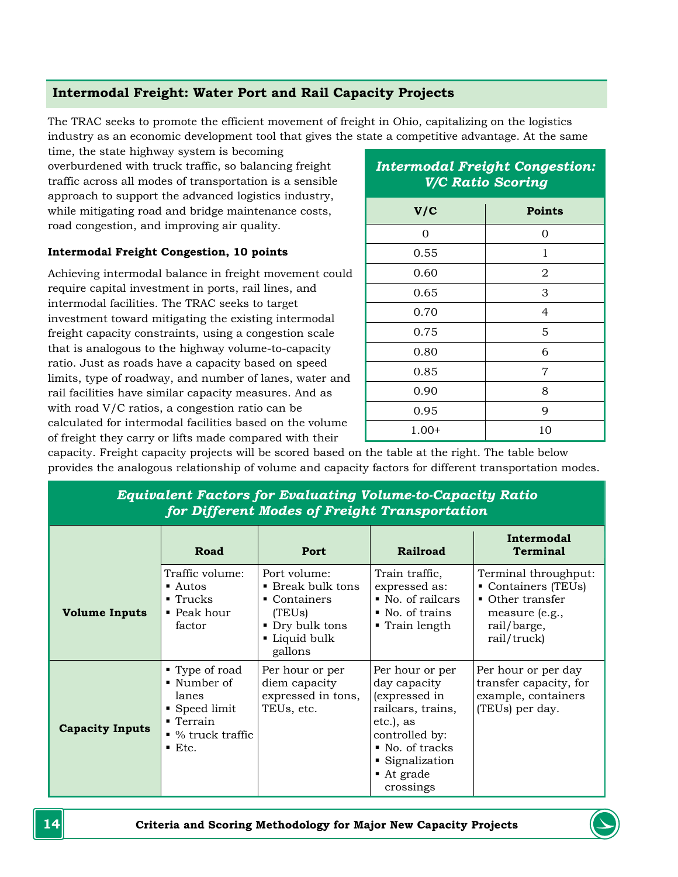## Intermodal Freight: Water Port and Rail Capacity Projects

The TRAC seeks to promote the efficient movement of freight in Ohio, capitalizing on the logistics industry as an economic development tool that gives the state a competitive advantage. At the same time, the state highway system is becoming overburdened with truck traffic, so balancing freight traffic across all modes of transportation is a sensible approach to support the advanced logistics industry, while mitigating road and bridge maintenance costs, road congestion, and improving air quality.

**Intermodal Freight Congestion, 10 points**

Achieving intermodal balance in freight movement could require capital investment in ports, rail lines, and intermodal facilities. The TRAC seeks to target investment toward mitigating the existing intermodal freight capacity constraints, using a congestion scale that is analogous to the highway volume-to-capacity ratio. Just as roads have a capacity based on speed limits, type of roadway, and number of lanes, water and rail facilities have similar capacity measures. And as with road V/C ratios, a congestion ratio can be calculated for intermodal facilities based on the volume of freight they carry or lifts made compared with their capacity. Freight capacity projects will be scored based on the table at the right. The table below provides the analogous relationship of volume and capacity factors for different transportation modes.

***Intermodal Freight Congestion: V/C Ratio Scoring***

| V/C | Points |
|---|---|
| 0 | 0 |
| 0.55 | 1 |
| 0.60 | 2 |
| 0.65 | 3 |
| 0.70 | 4 |
| 0.75 | 5 |
| 0.80 | 6 |
| 0.85 | 7 |
| 0.90 | 8 |
| 0.95 | 9 |
| 1.00+ | 10 |

***Equivalent Factors for Evaluating Volume-to-Capacity Ratio for Different Modes of Freight Transportation***

| | Road | Port | Railroad | Intermodal Terminal |
|---|---|---|---|---|
| **Volume Inputs** | Traffic volume: ▪ Autos ▪ Trucks ▪ Peak hour factor | Port volume: ▪ Break bulk tons ▪ Containers (TEUs) ▪ Dry bulk tons ▪ Liquid bulk gallons | Train traffic, expressed as: ▪ No. of railcars ▪ No. of trains ▪ Train length | Terminal throughput: ▪ Containers (TEUs) ▪ Other transfer measure (e.g., rail/barge, rail/truck) |
| **Capacity Inputs** | ▪ Type of road ▪ Number of lanes ▪ Speed limit ▪ Terrain ▪ % truck traffic ▪ Etc. | Per hour or per diem capacity expressed in tons, TEUs, etc. | Per hour or per day capacity (expressed in railcars, trains, etc.), as controlled by: ▪ No. of tracks ▪ Signalization ▪ At grade crossings | Per hour or per day transfer capacity, for example, containers (TEUs) per day. |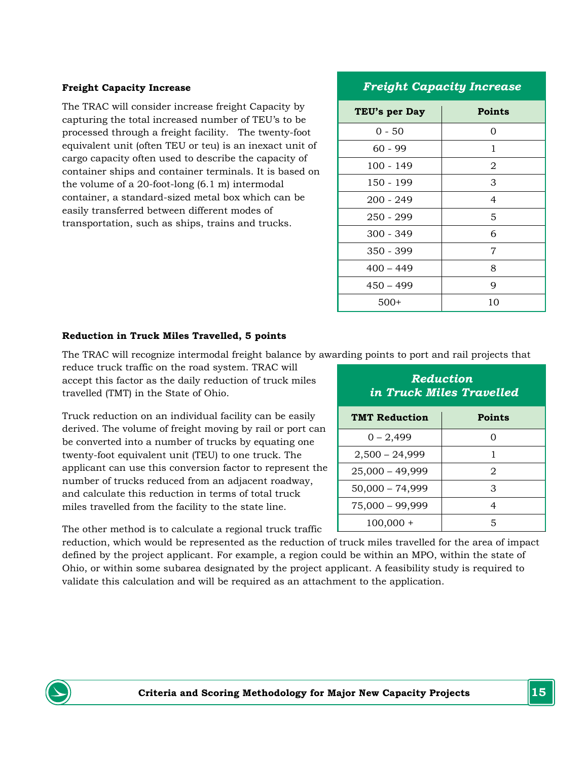**Freight Capacity Increase**

The TRAC will consider increase freight Capacity by capturing the total increased number of TEU's to be processed through a freight facility. The twenty-foot equivalent unit (often TEU or teu) is an inexact unit of cargo capacity often used to describe the capacity of container ships and container terminals. It is based on the volume of a 20-foot-long (6.1 m) intermodal container, a standard-sized metal box which can be easily transferred between different modes of transportation, such as ships, trains and trucks.

***Freight Capacity Increase***

| TEU's per Day | Points |
|---|---|
| 0 - 50 | 0 |
| 60 - 99 | 1 |
| 100 - 149 | 2 |
| 150 - 199 | 3 |
| 200 - 249 | 4 |
| 250 - 299 | 5 |
| 300 - 349 | 6 |
| 350 - 399 | 7 |
| 400 – 449 | 8 |
| 450 – 499 | 9 |
| 500+ | 10 |

**Reduction in Truck Miles Travelled, 5 points**

The TRAC will recognize intermodal freight balance by awarding points to port and rail projects that reduce truck traffic on the road system. TRAC will accept this factor as the daily reduction of truck miles travelled (TMT) in the State of Ohio.

Truck reduction on an individual facility can be easily derived. The volume of freight moving by rail or port can be converted into a number of trucks by equating one twenty-foot equivalent unit (TEU) to one truck. The applicant can use this conversion factor to represent the number of trucks reduced from an adjacent roadway, and calculate this reduction in terms of total truck miles travelled from the facility to the state line.

The other method is to calculate a regional truck traffic reduction, which would be represented as the reduction of truck miles travelled for the area of impact defined by the project applicant. For example, a region could be within an MPO, within the state of Ohio, or within some subarea designated by the project applicant. A feasibility study is required to validate this calculation and will be required as an attachment to the application.

***Reduction in Truck Miles Travelled***

| TMT Reduction | Points |
|---|---|
| 0 – 2,499 | 0 |
| 2,500 – 24,999 | 1 |
| 25,000 – 49,999 | 2 |
| 50,000 – 74,999 | 3 |
| 75,000 – 99,999 | 4 |
| 100,000 + | 5 |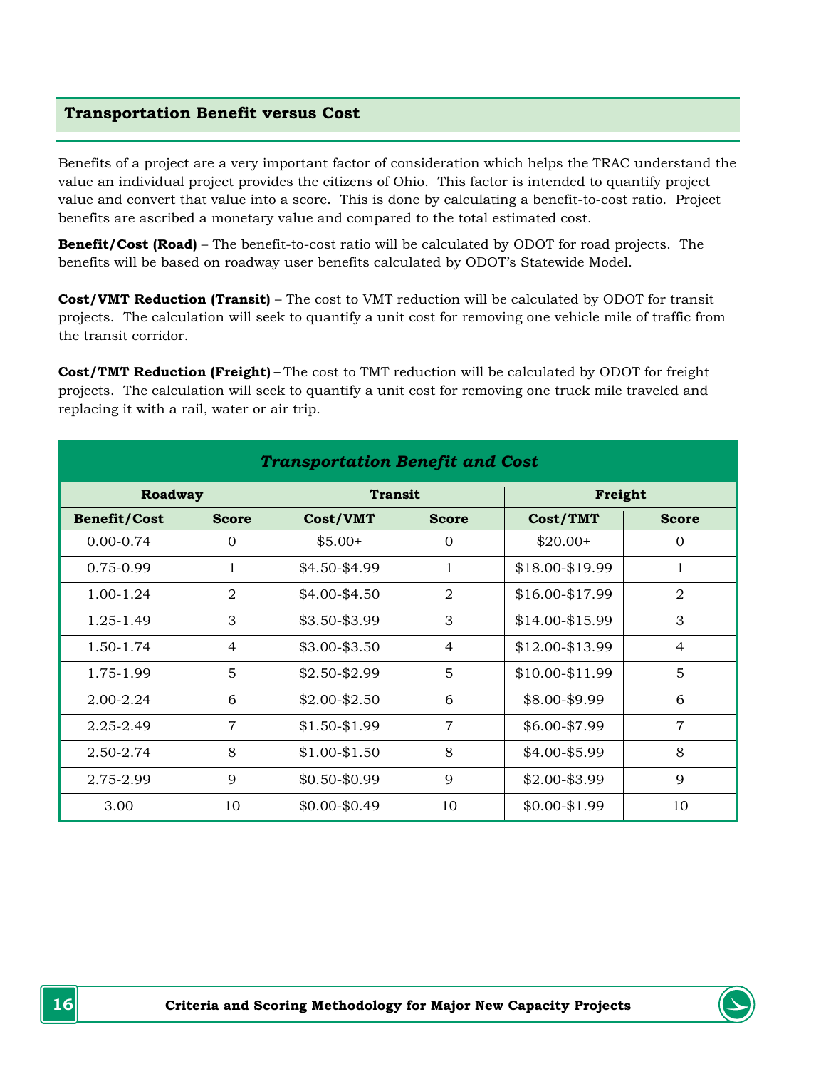## Transportation Benefit versus Cost

Benefits of a project are a very important factor of consideration which helps the TRAC understand the value an individual project provides the citizens of Ohio. This factor is intended to quantify project value and convert that value into a score. This is done by calculating a benefit-to-cost ratio. Project benefits are ascribed a monetary value and compared to the total estimated cost.

**Benefit/Cost (Road)** – The benefit-to-cost ratio will be calculated by ODOT for road projects. The benefits will be based on roadway user benefits calculated by ODOT's Statewide Model.

**Cost/VMT Reduction (Transit)** – The cost to VMT reduction will be calculated by ODOT for transit projects. The calculation will seek to quantify a unit cost for removing one vehicle mile of traffic from the transit corridor.

**Cost/TMT Reduction (Freight)** – The cost to TMT reduction will be calculated by ODOT for freight projects. The calculation will seek to quantify a unit cost for removing one truck mile traveled and replacing it with a rail, water or air trip.

***Transportation Benefit and Cost***

| Roadway | | Transit | | Freight | |
|---|---|---|---|---|---|
| **Benefit/Cost** | **Score** | **Cost/VMT** | **Score** | **Cost/TMT** | **Score** |
| 0.00-0.74 | 0 | $5.00+ | 0 | $20.00+ | 0 |
| 0.75-0.99 | 1 | $4.50-$4.99 | 1 | $18.00-$19.99 | 1 |
| 1.00-1.24 | 2 | $4.00-$4.50 | 2 | $16.00-$17.99 | 2 |
| 1.25-1.49 | 3 | $3.50-$3.99 | 3 | $14.00-$15.99 | 3 |
| 1.50-1.74 | 4 | $3.00-$3.50 | 4 | $12.00-$13.99 | 4 |
| 1.75-1.99 | 5 | $2.50-$2.99 | 5 | $10.00-$11.99 | 5 |
| 2.00-2.24 | 6 | $2.00-$2.50 | 6 | $8.00-$9.99 | 6 |
| 2.25-2.49 | 7 | $1.50-$1.99 | 7 | $6.00-$7.99 | 7 |
| 2.50-2.74 | 8 | $1.00-$1.50 | 8 | $4.00-$5.99 | 8 |
| 2.75-2.99 | 9 | $0.50-$0.99 | 9 | $2.00-$3.99 | 9 |
| 3.00 | 10 | $0.00-$0.49 | 10 | $0.00-$1.99 | 10 |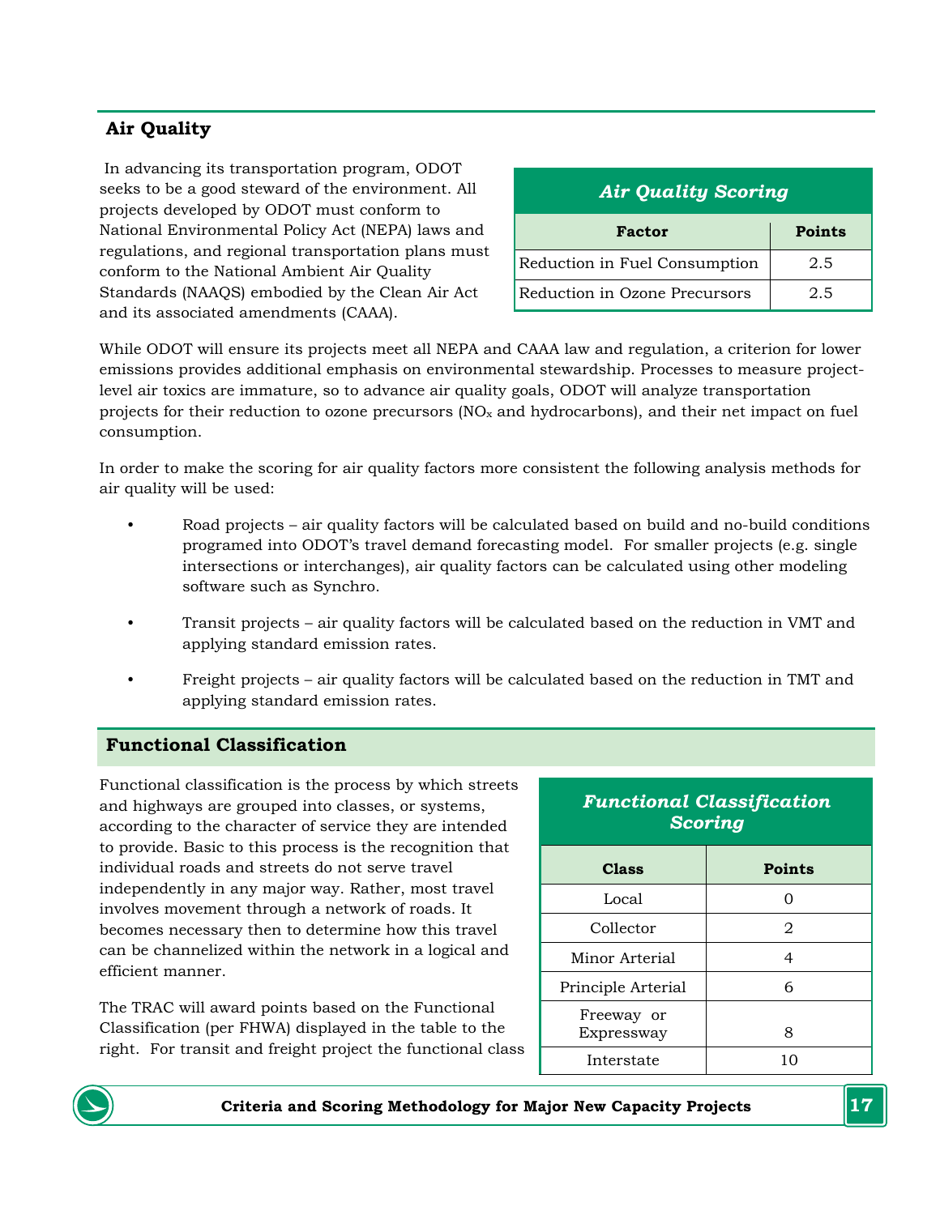## Air Quality

In advancing its transportation program, ODOT seeks to be a good steward of the environment. All projects developed by ODOT must conform to National Environmental Policy Act (NEPA) laws and regulations, and regional transportation plans must conform to the National Ambient Air Quality Standards (NAAQS) embodied by the Clean Air Act and its associated amendments (CAAA).

| *Air Quality Scoring* | |
|---|---|
| **Factor** | **Points** |
| Reduction in Fuel Consumption | 2.5 |
| Reduction in Ozone Precursors | 2.5 |

While ODOT will ensure its projects meet all NEPA and CAAA law and regulation, a criterion for lower emissions provides additional emphasis on environmental stewardship. Processes to measure project-level air toxics are immature, so to advance air quality goals, ODOT will analyze transportation projects for their reduction to ozone precursors ($NO_x$ and hydrocarbons), and their net impact on fuel consumption.

In order to make the scoring for air quality factors more consistent the following analysis methods for air quality will be used:

- Road projects – air quality factors will be calculated based on build and no-build conditions programed into ODOT's travel demand forecasting model. For smaller projects (e.g. single intersections or interchanges), air quality factors can be calculated using other modeling software such as Synchro.
- Transit projects – air quality factors will be calculated based on the reduction in VMT and applying standard emission rates.
- Freight projects – air quality factors will be calculated based on the reduction in TMT and applying standard emission rates.

## Functional Classification

Functional classification is the process by which streets and highways are grouped into classes, or systems, according to the character of service they are intended to provide. Basic to this process is the recognition that individual roads and streets do not serve travel independently in any major way. Rather, most travel involves movement through a network of roads. It becomes necessary then to determine how this travel can be channelized within the network in a logical and efficient manner.

| *Functional Classification Scoring* | |
|---|---|
| **Class** | **Points** |
| Local | 0 |
| Collector | 2 |
| Minor Arterial | 4 |
| Principle Arterial | 6 |
| Freeway or Expressway | 8 |
| Interstate | 10 |

The TRAC will award points based on the Functional Classification (per FHWA) displayed in the table to the right. For transit and freight project the functional class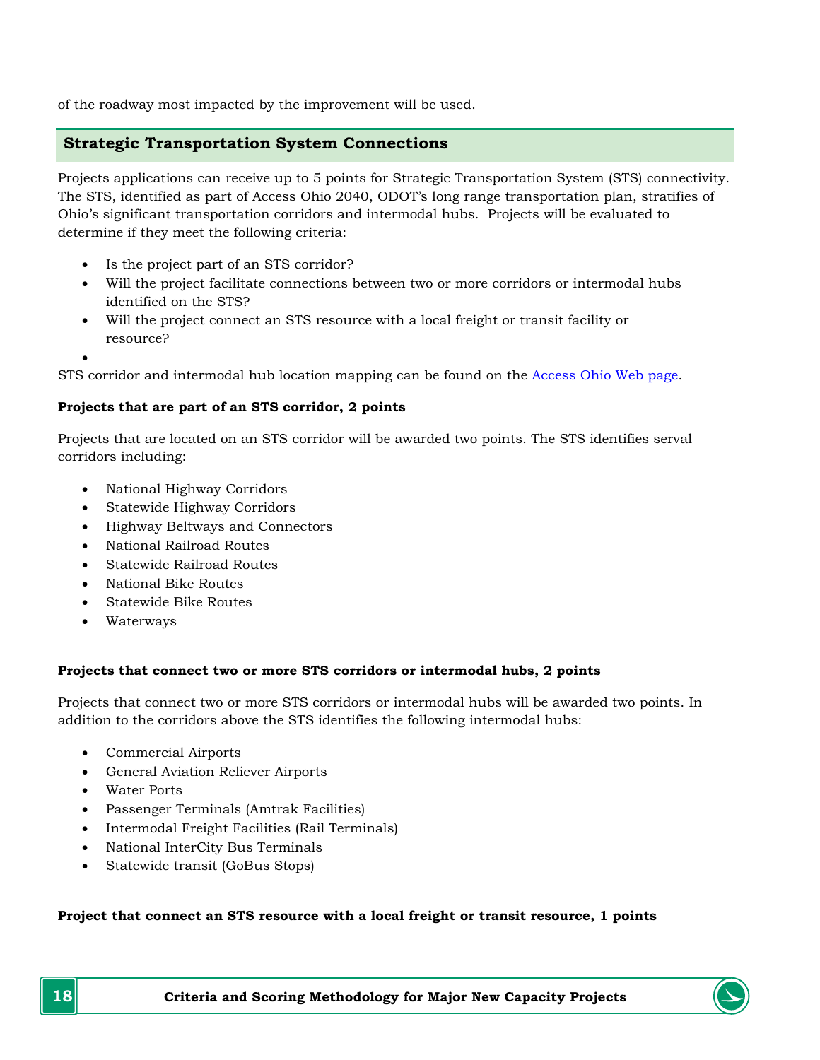of the roadway most impacted by the improvement will be used.

## Strategic Transportation System Connections

Projects applications can receive up to 5 points for Strategic Transportation System (STS) connectivity. The STS, identified as part of Access Ohio 2040, ODOT's long range transportation plan, stratifies of Ohio's significant transportation corridors and intermodal hubs. Projects will be evaluated to determine if they meet the following criteria:

- Is the project part of an STS corridor?
- Will the project facilitate connections between two or more corridors or intermodal hubs identified on the STS?
- Will the project connect an STS resource with a local freight or transit facility or resource?
-

STS corridor and intermodal hub location mapping can be found on the Access Ohio Web page.

**Projects that are part of an STS corridor, 2 points**

Projects that are located on an STS corridor will be awarded two points. The STS identifies serval corridors including:

- National Highway Corridors
- Statewide Highway Corridors
- Highway Beltways and Connectors
- National Railroad Routes
- Statewide Railroad Routes
- National Bike Routes
- Statewide Bike Routes
- Waterways

**Projects that connect two or more STS corridors or intermodal hubs, 2 points**

Projects that connect two or more STS corridors or intermodal hubs will be awarded two points. In addition to the corridors above the STS identifies the following intermodal hubs:

- Commercial Airports
- General Aviation Reliever Airports
- Water Ports
- Passenger Terminals (Amtrak Facilities)
- Intermodal Freight Facilities (Rail Terminals)
- National InterCity Bus Terminals
- Statewide transit (GoBus Stops)

**Project that connect an STS resource with a local freight or transit resource, 1 points**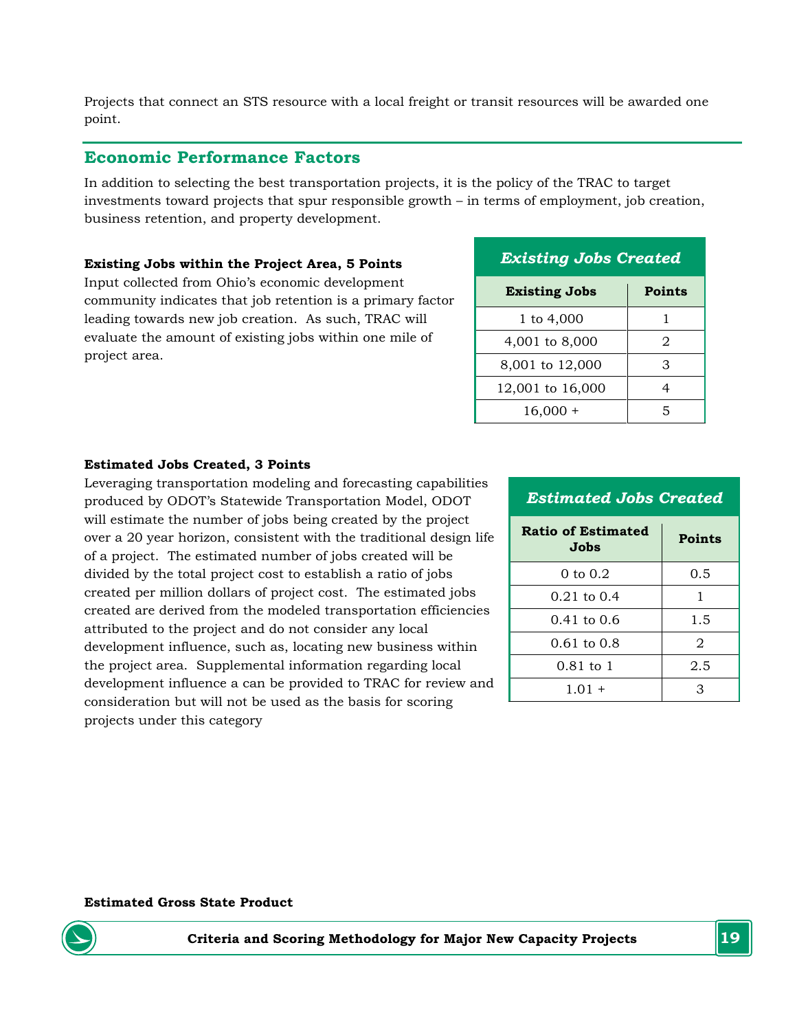Projects that connect an STS resource with a local freight or transit resources will be awarded one point.

## Economic Performance Factors

In addition to selecting the best transportation projects, it is the policy of the TRAC to target investments toward projects that spur responsible growth – in terms of employment, job creation, business retention, and property development.

**Existing Jobs within the Project Area, 5 Points**

Input collected from Ohio's economic development community indicates that job retention is a primary factor leading towards new job creation. As such, TRAC will evaluate the amount of existing jobs within one mile of project area.

***Existing Jobs Created***

| Existing Jobs | Points |
|---|---|
| 1 to 4,000 | 1 |
| 4,001 to 8,000 | 2 |
| 8,001 to 12,000 | 3 |
| 12,001 to 16,000 | 4 |
| 16,000 + | 5 |

**Estimated Jobs Created, 3 Points**

Leveraging transportation modeling and forecasting capabilities produced by ODOT's Statewide Transportation Model, ODOT will estimate the number of jobs being created by the project over a 20 year horizon, consistent with the traditional design life of a project. The estimated number of jobs created will be divided by the total project cost to establish a ratio of jobs created per million dollars of project cost. The estimated jobs created are derived from the modeled transportation efficiencies attributed to the project and do not consider any local development influence, such as, locating new business within the project area. Supplemental information regarding local development influence a can be provided to TRAC for review and consideration but will not be used as the basis for scoring projects under this category

***Estimated Jobs Created***

| Ratio of Estimated Jobs | Points |
|---|---|
| 0 to 0.2 | 0.5 |
| 0.21 to 0.4 | 1 |
| 0.41 to 0.6 | 1.5 |
| 0.61 to 0.8 | 2 |
| 0.81 to 1 | 2.5 |
| 1.01 + | 3 |

**Estimated Gross State Product**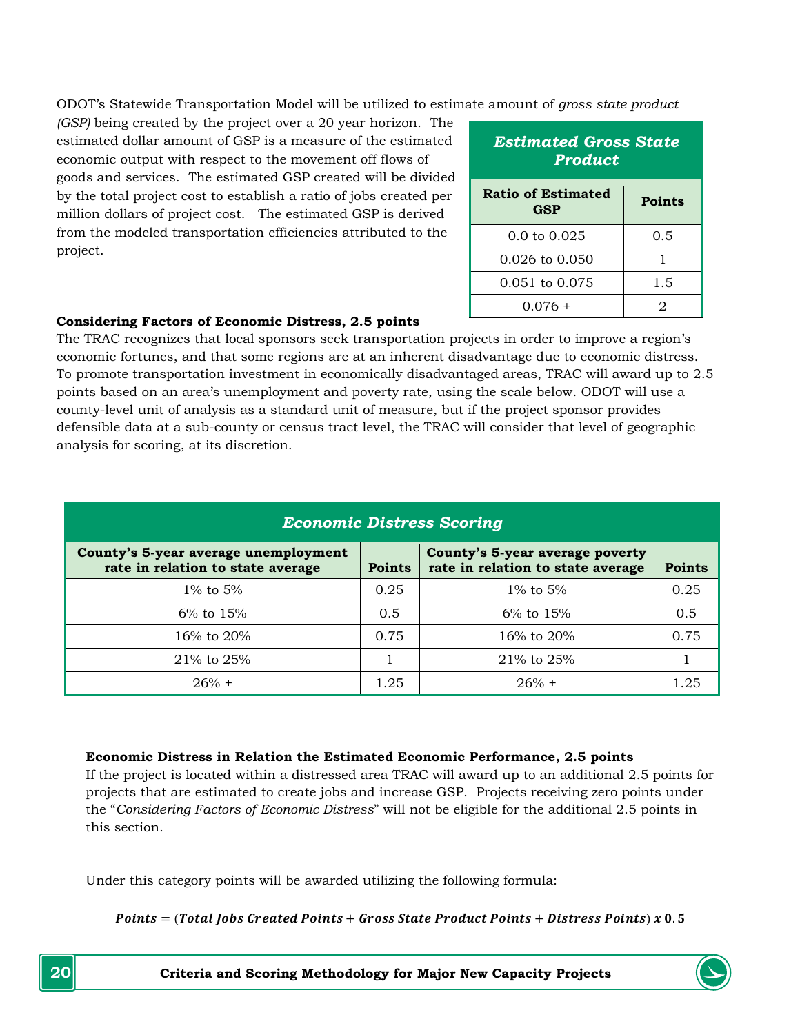ODOT's Statewide Transportation Model will be utilized to estimate amount of *gross state product (GSP)* being created by the project over a 20 year horizon. The estimated dollar amount of GSP is a measure of the estimated economic output with respect to the movement off flows of goods and services. The estimated GSP created will be divided by the total project cost to establish a ratio of jobs created per million dollars of project cost. The estimated GSP is derived from the modeled transportation efficiencies attributed to the project.

| *Estimated Gross State Product* | |
|---|---|
| **Ratio of Estimated GSP** | **Points** |
| 0.0 to 0.025 | 0.5 |
| 0.026 to 0.050 | 1 |
| 0.051 to 0.075 | 1.5 |
| 0.076 + | 2 |

**Considering Factors of Economic Distress, 2.5 points**

The TRAC recognizes that local sponsors seek transportation projects in order to improve a region's economic fortunes, and that some regions are at an inherent disadvantage due to economic distress. To promote transportation investment in economically disadvantaged areas, TRAC will award up to 2.5 points based on an area's unemployment and poverty rate, using the scale below. ODOT will use a county-level unit of analysis as a standard unit of measure, but if the project sponsor provides defensible data at a sub-county or census tract level, the TRAC will consider that level of geographic analysis for scoring, at its discretion.

| *Economic Distress Scoring* | | | |
|---|---|---|---|
| **County's 5-year average unemployment rate in relation to state average** | **Points** | **County's 5-year average poverty rate in relation to state average** | **Points** |
| 1% to 5% | 0.25 | 1% to 5% | 0.25 |
| 6% to 15% | 0.5 | 6% to 15% | 0.5 |
| 16% to 20% | 0.75 | 16% to 20% | 0.75 |
| 21% to 25% | 1 | 21% to 25% | 1 |
| 26% + | 1.25 | 26% + | 1.25 |

**Economic Distress in Relation the Estimated Economic Performance, 2.5 points**

If the project is located within a distressed area TRAC will award up to an additional 2.5 points for projects that are estimated to create jobs and increase GSP. Projects receiving zero points under the "*Considering Factors of Economic Distress*" will not be eligible for the additional 2.5 points in this section.

Under this category points will be awarded utilizing the following formula:

$$\boldsymbol{Points = (Total\ Jobs\ Created\ Points + Gross\ State\ Product\ Points + Distress\ Points)\ x\ 0.5}$$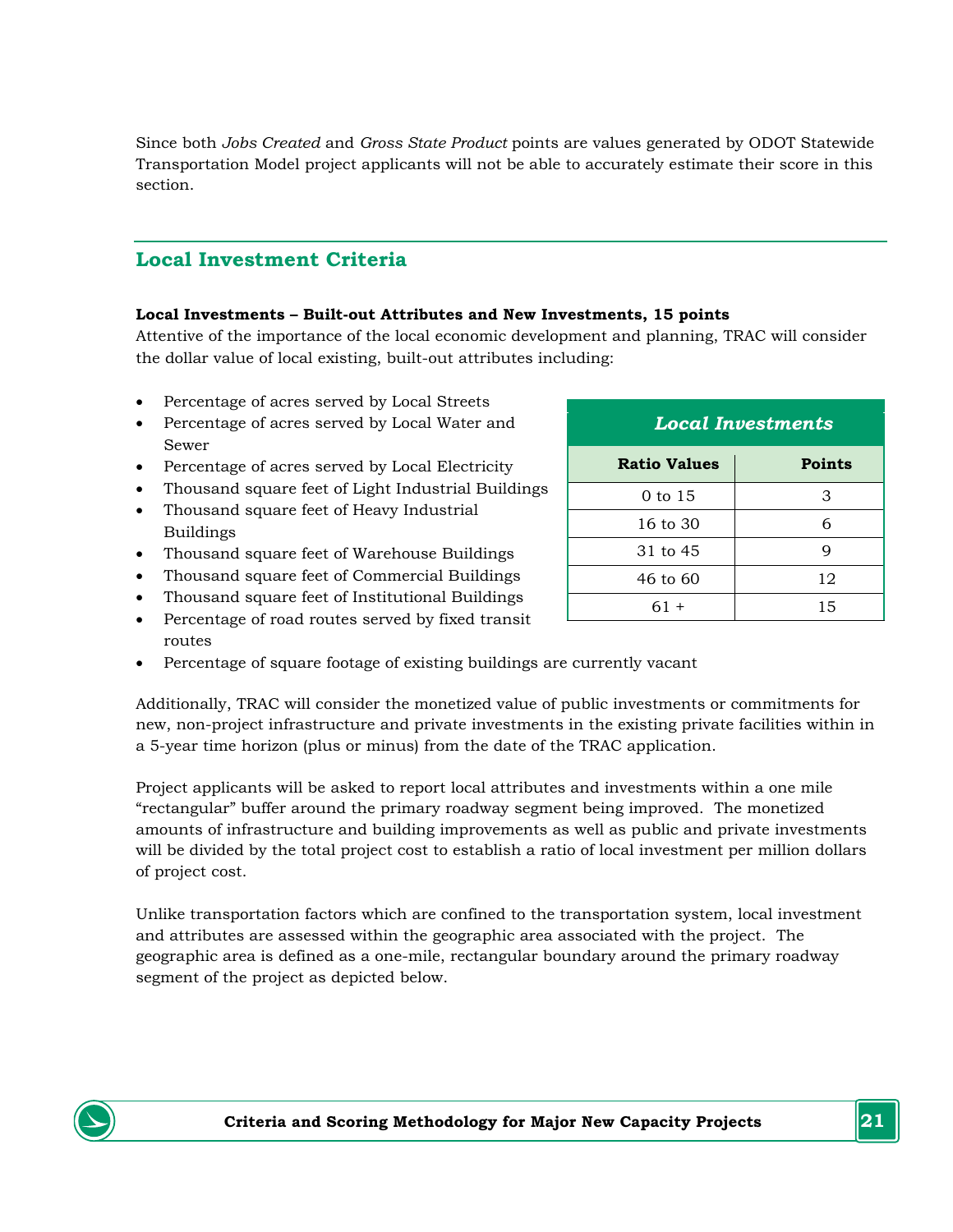Since both *Jobs Created* and *Gross State Product* points are values generated by ODOT Statewide Transportation Model project applicants will not be able to accurately estimate their score in this section.

## Local Investment Criteria

**Local Investments – Built-out Attributes and New Investments, 15 points**

Attentive of the importance of the local economic development and planning, TRAC will consider the dollar value of local existing, built-out attributes including:

- Percentage of acres served by Local Streets
- Percentage of acres served by Local Water and Sewer
- Percentage of acres served by Local Electricity
- Thousand square feet of Light Industrial Buildings
- Thousand square feet of Heavy Industrial Buildings
- Thousand square feet of Warehouse Buildings
- Thousand square feet of Commercial Buildings
- Thousand square feet of Institutional Buildings
- Percentage of road routes served by fixed transit routes
- Percentage of square footage of existing buildings are currently vacant

| *Local Investments* | |
|---|---|
| **Ratio Values** | **Points** |
| 0 to 15 | 3 |
| 16 to 30 | 6 |
| 31 to 45 | 9 |
| 46 to 60 | 12 |
| 61 + | 15 |

Additionally, TRAC will consider the monetized value of public investments or commitments for new, non-project infrastructure and private investments in the existing private facilities within in a 5-year time horizon (plus or minus) from the date of the TRAC application.

Project applicants will be asked to report local attributes and investments within a one mile "rectangular" buffer around the primary roadway segment being improved. The monetized amounts of infrastructure and building improvements as well as public and private investments will be divided by the total project cost to establish a ratio of local investment per million dollars of project cost.

Unlike transportation factors which are confined to the transportation system, local investment and attributes are assessed within the geographic area associated with the project. The geographic area is defined as a one-mile, rectangular boundary around the primary roadway segment of the project as depicted below.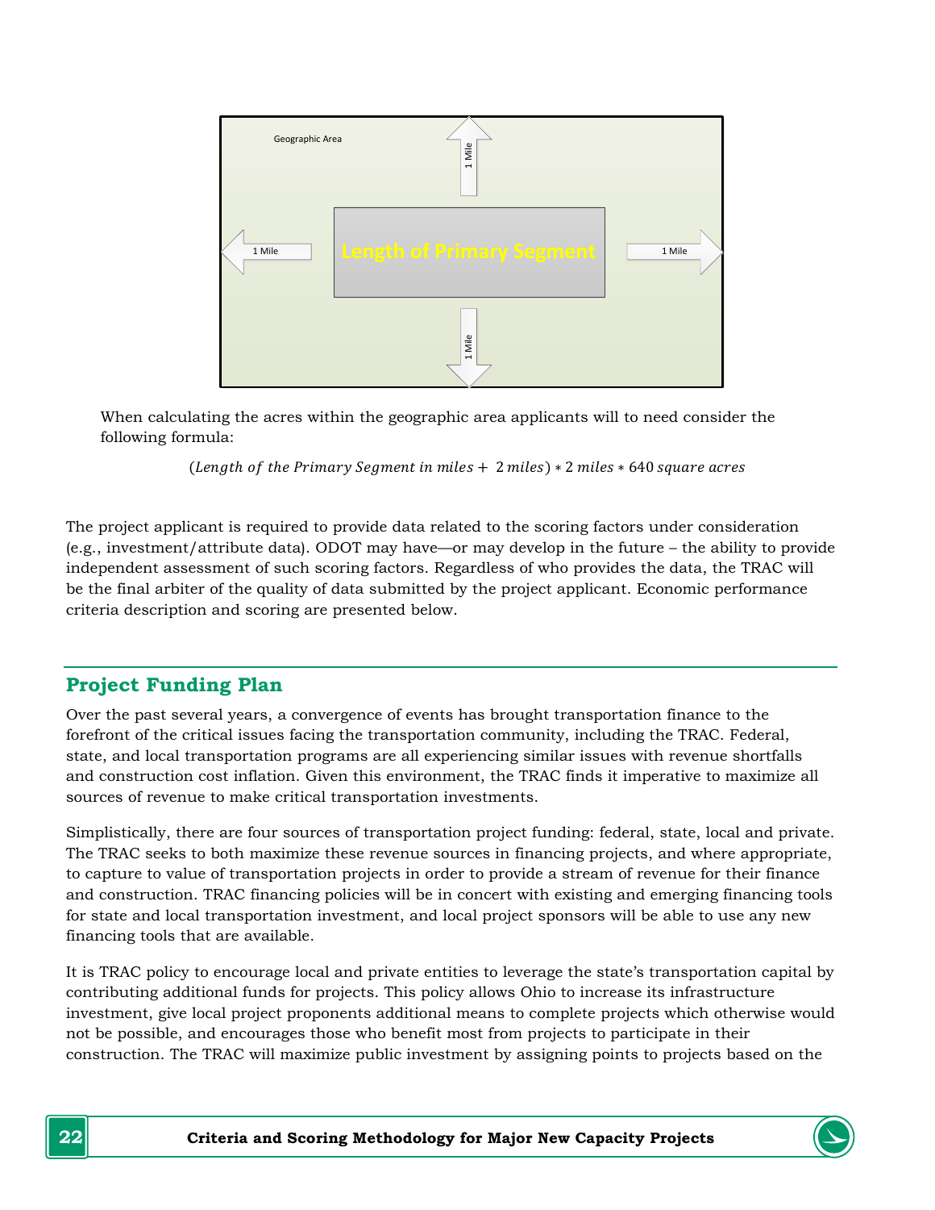Geographic Area

1 Mile

1 Mile

Length of Primary Segment

1 Mile

1 Mile

When calculating the acres within the geographic area applicants will to need consider the following formula:

$$(Length\ of\ the\ Primary\ Segment\ in\ miles + \ 2\ miles) * 2\ miles * 640\ square\ acres$$

The project applicant is required to provide data related to the scoring factors under consideration (e.g., investment/attribute data). ODOT may have—or may develop in the future – the ability to provide independent assessment of such scoring factors. Regardless of who provides the data, the TRAC will be the final arbiter of the quality of data submitted by the project applicant. Economic performance criteria description and scoring are presented below.

## Project Funding Plan

Over the past several years, a convergence of events has brought transportation finance to the forefront of the critical issues facing the transportation community, including the TRAC. Federal, state, and local transportation programs are all experiencing similar issues with revenue shortfalls and construction cost inflation. Given this environment, the TRAC finds it imperative to maximize all sources of revenue to make critical transportation investments.

Simplistically, there are four sources of transportation project funding: federal, state, local and private. The TRAC seeks to both maximize these revenue sources in financing projects, and where appropriate, to capture to value of transportation projects in order to provide a stream of revenue for their finance and construction. TRAC financing policies will be in concert with existing and emerging financing tools for state and local transportation investment, and local project sponsors will be able to use any new financing tools that are available.

It is TRAC policy to encourage local and private entities to leverage the state's transportation capital by contributing additional funds for projects. This policy allows Ohio to increase its infrastructure investment, give local project proponents additional means to complete projects which otherwise would not be possible, and encourages those who benefit most from projects to participate in their construction. The TRAC will maximize public investment by assigning points to projects based on the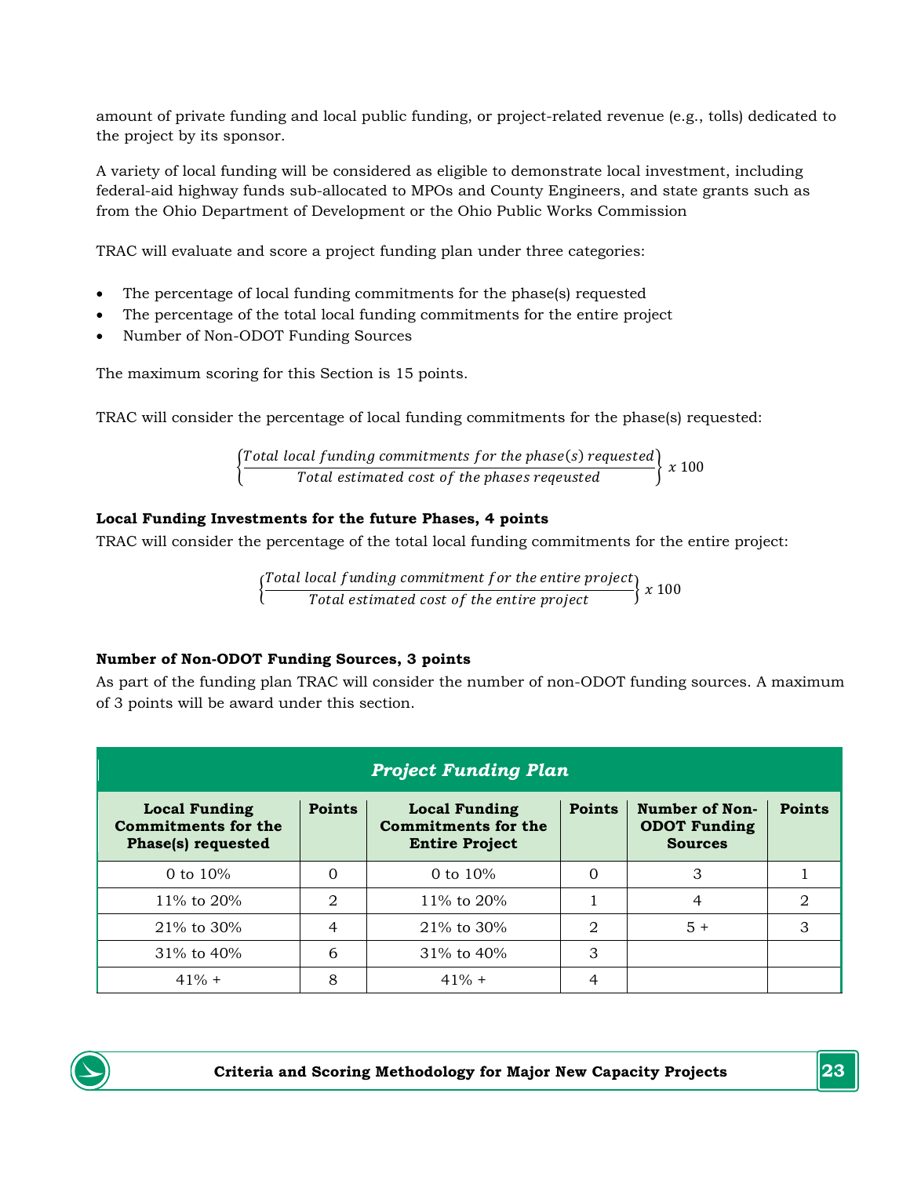amount of private funding and local public funding, or project-related revenue (e.g., tolls) dedicated to the project by its sponsor.

A variety of local funding will be considered as eligible to demonstrate local investment, including federal-aid highway funds sub-allocated to MPOs and County Engineers, and state grants such as from the Ohio Department of Development or the Ohio Public Works Commission

TRAC will evaluate and score a project funding plan under three categories:

- The percentage of local funding commitments for the phase(s) requested
- The percentage of the total local funding commitments for the entire project
- Number of Non-ODOT Funding Sources

The maximum scoring for this Section is 15 points.

TRAC will consider the percentage of local funding commitments for the phase(s) requested:

$$\left\{\frac{Total\ local\ funding\ commitments\ for\ the\ phase(s)\ requested}{Total\ estimated\ cost\ of\ the\ phases\ reqeusted}\right\} x\ 100$$

**Local Funding Investments for the future Phases, 4 points**

TRAC will consider the percentage of the total local funding commitments for the entire project:

$$\left\{\frac{Total\ local\ funding\ commitment\ for\ the\ entire\ project}{Total\ estimated\ cost\ of\ the\ entire\ project}\right\} x\ 100$$

**Number of Non-ODOT Funding Sources, 3 points**

As part of the funding plan TRAC will consider the number of non-ODOT funding sources. A maximum of 3 points will be award under this section.

| *Project Funding Plan* | | | | | |
|---|---|---|---|---|---|
| **Local Funding Commitments for the Phase(s) requested** | **Points** | **Local Funding Commitments for the Entire Project** | **Points** | **Number of Non-ODOT Funding Sources** | **Points** |
| 0 to 10% | 0 | 0 to 10% | 0 | 3 | 1 |
| 11% to 20% | 2 | 11% to 20% | 1 | 4 | 2 |
| 21% to 30% | 4 | 21% to 30% | 2 | 5 + | 3 |
| 31% to 40% | 6 | 31% to 40% | 3 | | |
| 41% + | 8 | 41% + | 4 | | |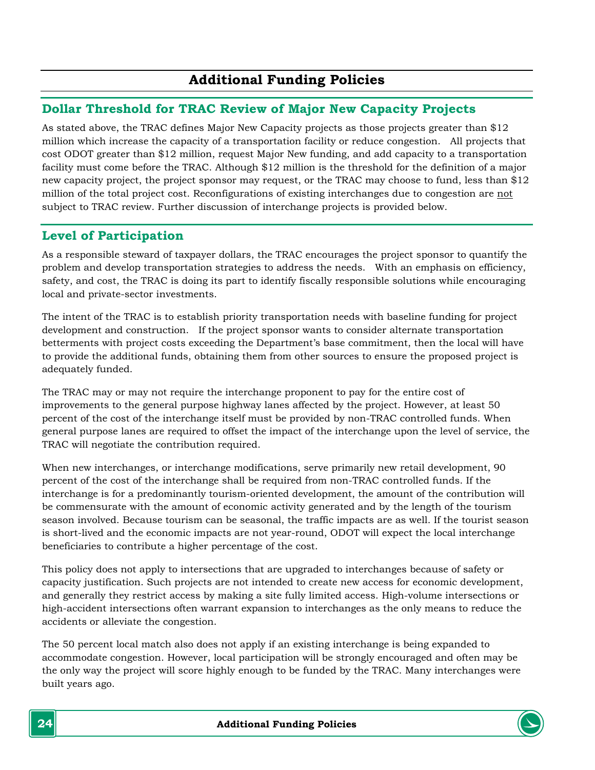# Additional Funding Policies

## Dollar Threshold for TRAC Review of Major New Capacity Projects

As stated above, the TRAC defines Major New Capacity projects as those projects greater than $12 million which increase the capacity of a transportation facility or reduce congestion. All projects that cost ODOT greater than $12 million, request Major New funding, and add capacity to a transportation facility must come before the TRAC. Although $12 million is the threshold for the definition of a major new capacity project, the project sponsor may request, or the TRAC may choose to fund, less than $12 million of the total project cost. Reconfigurations of existing interchanges due to congestion are <u>not</u> subject to TRAC review. Further discussion of interchange projects is provided below.

## Level of Participation

As a responsible steward of taxpayer dollars, the TRAC encourages the project sponsor to quantify the problem and develop transportation strategies to address the needs. With an emphasis on efficiency, safety, and cost, the TRAC is doing its part to identify fiscally responsible solutions while encouraging local and private-sector investments.

The intent of the TRAC is to establish priority transportation needs with baseline funding for project development and construction. If the project sponsor wants to consider alternate transportation betterments with project costs exceeding the Department's base commitment, then the local will have to provide the additional funds, obtaining them from other sources to ensure the proposed project is adequately funded.

The TRAC may or may not require the interchange proponent to pay for the entire cost of improvements to the general purpose highway lanes affected by the project. However, at least 50 percent of the cost of the interchange itself must be provided by non-TRAC controlled funds. When general purpose lanes are required to offset the impact of the interchange upon the level of service, the TRAC will negotiate the contribution required.

When new interchanges, or interchange modifications, serve primarily new retail development, 90 percent of the cost of the interchange shall be required from non-TRAC controlled funds. If the interchange is for a predominantly tourism-oriented development, the amount of the contribution will be commensurate with the amount of economic activity generated and by the length of the tourism season involved. Because tourism can be seasonal, the traffic impacts are as well. If the tourist season is short-lived and the economic impacts are not year-round, ODOT will expect the local interchange beneficiaries to contribute a higher percentage of the cost.

This policy does not apply to intersections that are upgraded to interchanges because of safety or capacity justification. Such projects are not intended to create new access for economic development, and generally they restrict access by making a site fully limited access. High-volume intersections or high-accident intersections often warrant expansion to interchanges as the only means to reduce the accidents or alleviate the congestion.

The 50 percent local match also does not apply if an existing interchange is being expanded to accommodate congestion. However, local participation will be strongly encouraged and often may be the only way the project will score highly enough to be funded by the TRAC. Many interchanges were built years ago.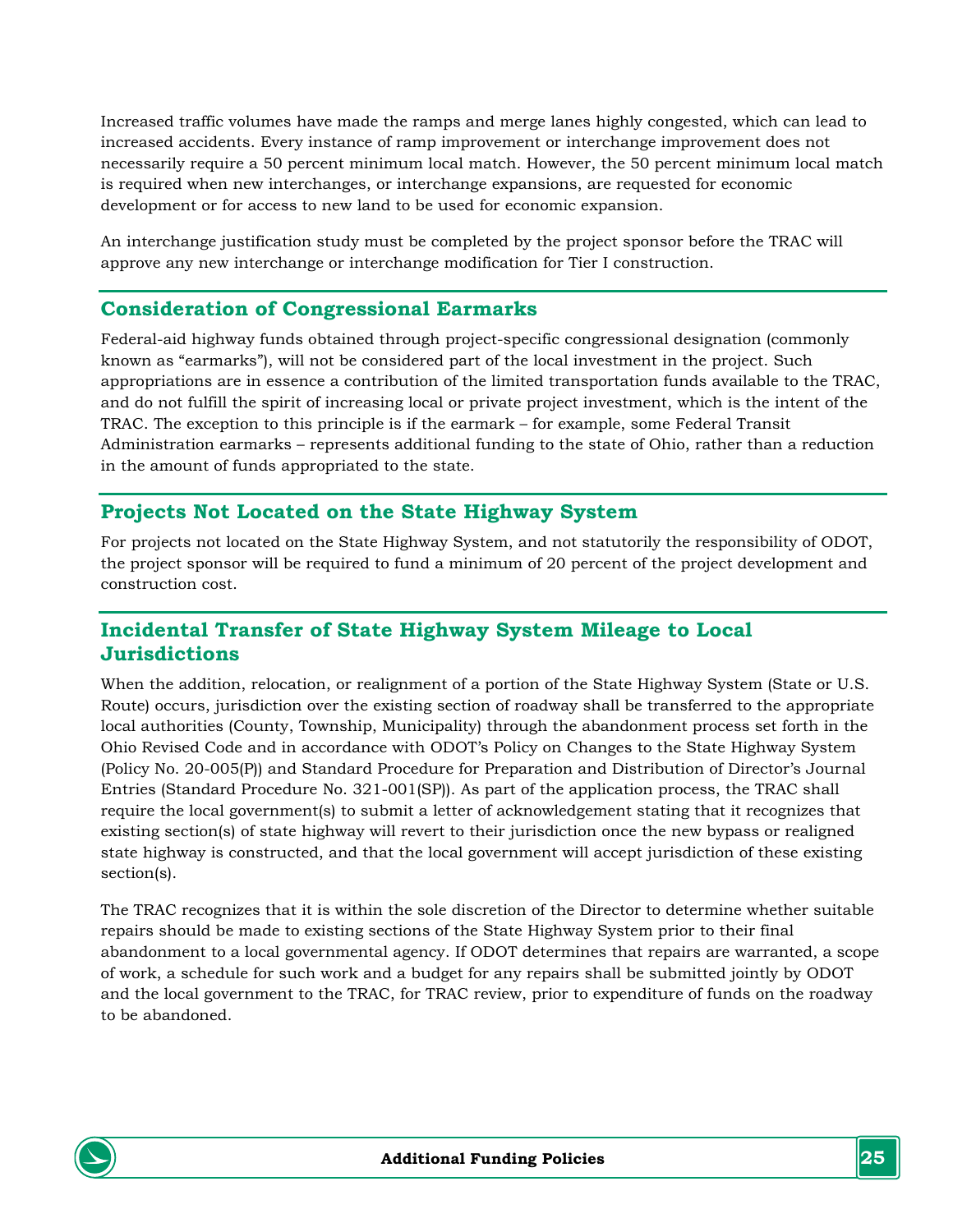Increased traffic volumes have made the ramps and merge lanes highly congested, which can lead to increased accidents. Every instance of ramp improvement or interchange improvement does not necessarily require a 50 percent minimum local match. However, the 50 percent minimum local match is required when new interchanges, or interchange expansions, are requested for economic development or for access to new land to be used for economic expansion.

An interchange justification study must be completed by the project sponsor before the TRAC will approve any new interchange or interchange modification for Tier I construction.

## Consideration of Congressional Earmarks

Federal-aid highway funds obtained through project-specific congressional designation (commonly known as "earmarks"), will not be considered part of the local investment in the project. Such appropriations are in essence a contribution of the limited transportation funds available to the TRAC, and do not fulfill the spirit of increasing local or private project investment, which is the intent of the TRAC. The exception to this principle is if the earmark – for example, some Federal Transit Administration earmarks – represents additional funding to the state of Ohio, rather than a reduction in the amount of funds appropriated to the state.

## Projects Not Located on the State Highway System

For projects not located on the State Highway System, and not statutorily the responsibility of ODOT, the project sponsor will be required to fund a minimum of 20 percent of the project development and construction cost.

## Incidental Transfer of State Highway System Mileage to Local Jurisdictions

When the addition, relocation, or realignment of a portion of the State Highway System (State or U.S. Route) occurs, jurisdiction over the existing section of roadway shall be transferred to the appropriate local authorities (County, Township, Municipality) through the abandonment process set forth in the Ohio Revised Code and in accordance with ODOT's Policy on Changes to the State Highway System (Policy No. 20-005(P)) and Standard Procedure for Preparation and Distribution of Director's Journal Entries (Standard Procedure No. 321-001(SP)). As part of the application process, the TRAC shall require the local government(s) to submit a letter of acknowledgement stating that it recognizes that existing section(s) of state highway will revert to their jurisdiction once the new bypass or realigned state highway is constructed, and that the local government will accept jurisdiction of these existing section(s).

The TRAC recognizes that it is within the sole discretion of the Director to determine whether suitable repairs should be made to existing sections of the State Highway System prior to their final abandonment to a local governmental agency. If ODOT determines that repairs are warranted, a scope of work, a schedule for such work and a budget for any repairs shall be submitted jointly by ODOT and the local government to the TRAC, for TRAC review, prior to expenditure of funds on the roadway to be abandoned.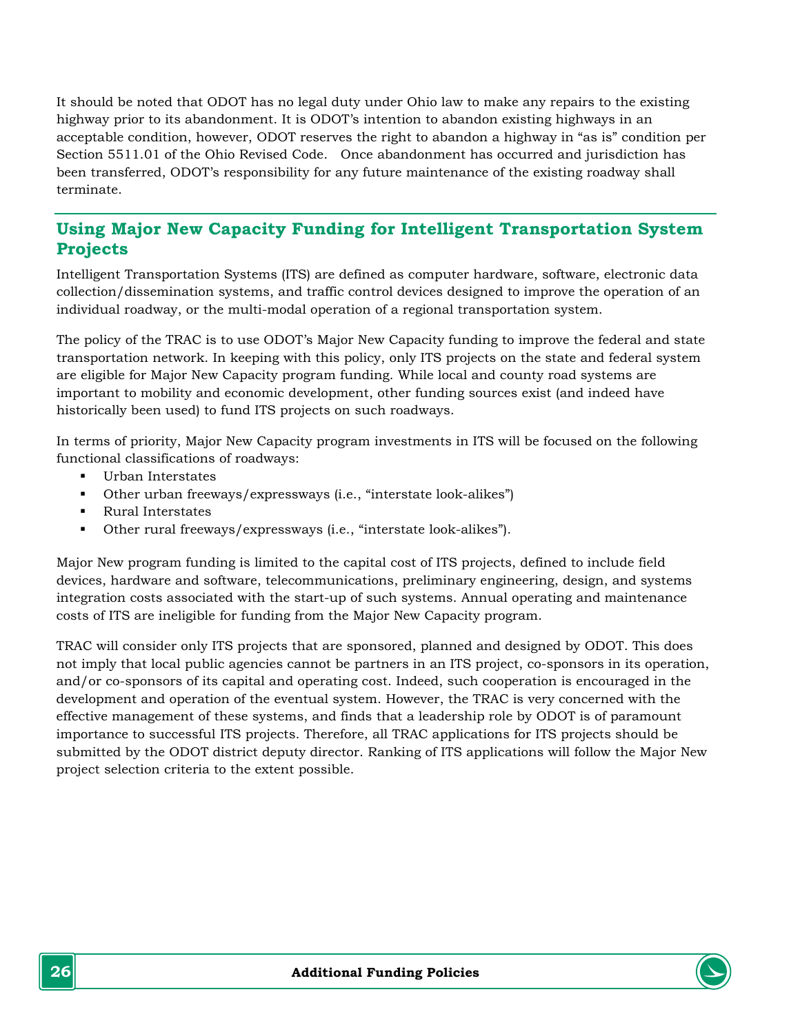It should be noted that ODOT has no legal duty under Ohio law to make any repairs to the existing highway prior to its abandonment. It is ODOT's intention to abandon existing highways in an acceptable condition, however, ODOT reserves the right to abandon a highway in "as is" condition per Section 5511.01 of the Ohio Revised Code. Once abandonment has occurred and jurisdiction has been transferred, ODOT's responsibility for any future maintenance of the existing roadway shall terminate.

## Using Major New Capacity Funding for Intelligent Transportation System Projects

Intelligent Transportation Systems (ITS) are defined as computer hardware, software, electronic data collection/dissemination systems, and traffic control devices designed to improve the operation of an individual roadway, or the multi-modal operation of a regional transportation system.

The policy of the TRAC is to use ODOT's Major New Capacity funding to improve the federal and state transportation network. In keeping with this policy, only ITS projects on the state and federal system are eligible for Major New Capacity program funding. While local and county road systems are important to mobility and economic development, other funding sources exist (and indeed have historically been used) to fund ITS projects on such roadways.

In terms of priority, Major New Capacity program investments in ITS will be focused on the following functional classifications of roadways:

- Urban Interstates
- Other urban freeways/expressways (i.e., "interstate look-alikes")
- Rural Interstates
- Other rural freeways/expressways (i.e., "interstate look-alikes").

Major New program funding is limited to the capital cost of ITS projects, defined to include field devices, hardware and software, telecommunications, preliminary engineering, design, and systems integration costs associated with the start-up of such systems. Annual operating and maintenance costs of ITS are ineligible for funding from the Major New Capacity program.

TRAC will consider only ITS projects that are sponsored, planned and designed by ODOT. This does not imply that local public agencies cannot be partners in an ITS project, co-sponsors in its operation, and/or co-sponsors of its capital and operating cost. Indeed, such cooperation is encouraged in the development and operation of the eventual system. However, the TRAC is very concerned with the effective management of these systems, and finds that a leadership role by ODOT is of paramount importance to successful ITS projects. Therefore, all TRAC applications for ITS projects should be submitted by the ODOT district deputy director. Ranking of ITS applications will follow the Major New project selection criteria to the extent possible.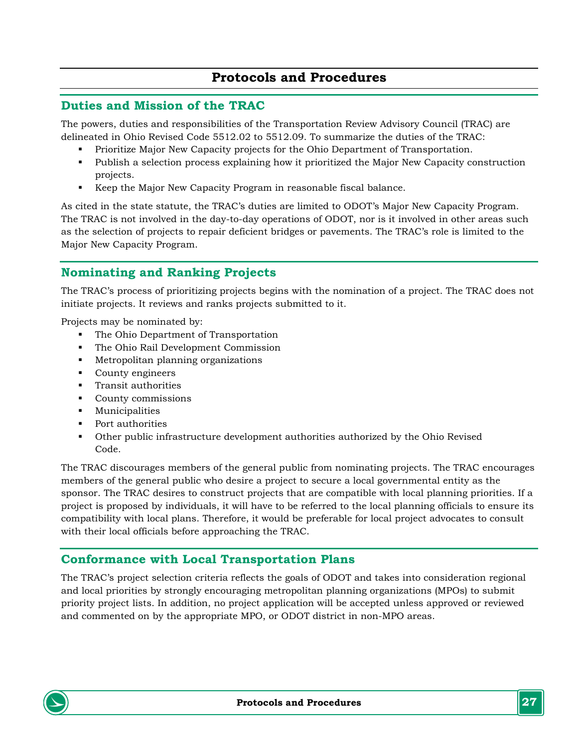# Protocols and Procedures

## Duties and Mission of the TRAC

The powers, duties and responsibilities of the Transportation Review Advisory Council (TRAC) are delineated in Ohio Revised Code 5512.02 to 5512.09. To summarize the duties of the TRAC:

- Prioritize Major New Capacity projects for the Ohio Department of Transportation.
- Publish a selection process explaining how it prioritized the Major New Capacity construction projects.
- Keep the Major New Capacity Program in reasonable fiscal balance.

As cited in the state statute, the TRAC's duties are limited to ODOT's Major New Capacity Program. The TRAC is not involved in the day-to-day operations of ODOT, nor is it involved in other areas such as the selection of projects to repair deficient bridges or pavements. The TRAC's role is limited to the Major New Capacity Program.

## Nominating and Ranking Projects

The TRAC's process of prioritizing projects begins with the nomination of a project. The TRAC does not initiate projects. It reviews and ranks projects submitted to it.

Projects may be nominated by:

- The Ohio Department of Transportation
- The Ohio Rail Development Commission
- Metropolitan planning organizations
- County engineers
- Transit authorities
- County commissions
- Municipalities
- Port authorities
- Other public infrastructure development authorities authorized by the Ohio Revised Code.

The TRAC discourages members of the general public from nominating projects. The TRAC encourages members of the general public who desire a project to secure a local governmental entity as the sponsor. The TRAC desires to construct projects that are compatible with local planning priorities. If a project is proposed by individuals, it will have to be referred to the local planning officials to ensure its compatibility with local plans. Therefore, it would be preferable for local project advocates to consult with their local officials before approaching the TRAC.

## Conformance with Local Transportation Plans

The TRAC's project selection criteria reflects the goals of ODOT and takes into consideration regional and local priorities by strongly encouraging metropolitan planning organizations (MPOs) to submit priority project lists. In addition, no project application will be accepted unless approved or reviewed and commented on by the appropriate MPO, or ODOT district in non-MPO areas.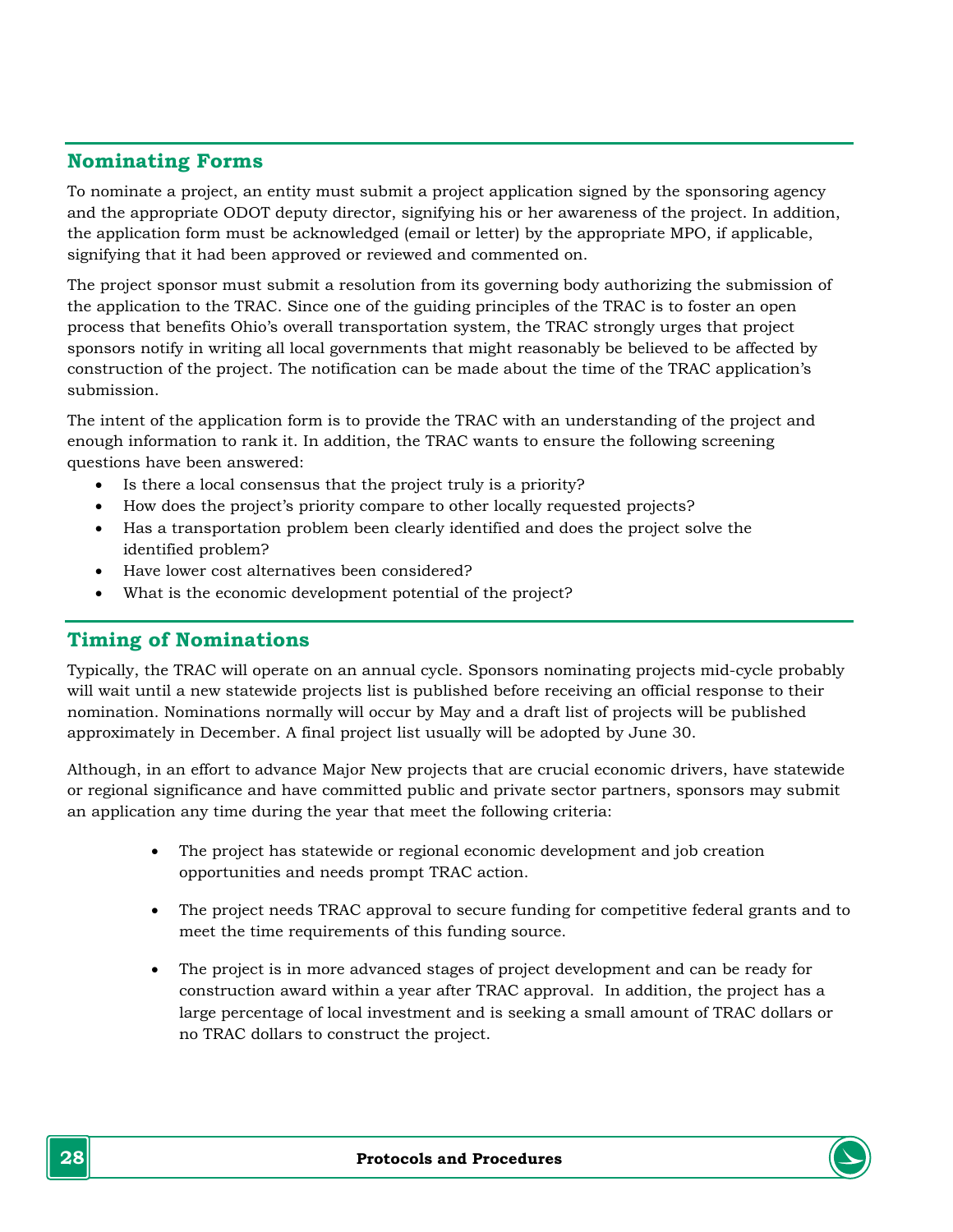## Nominating Forms

To nominate a project, an entity must submit a project application signed by the sponsoring agency and the appropriate ODOT deputy director, signifying his or her awareness of the project. In addition, the application form must be acknowledged (email or letter) by the appropriate MPO, if applicable, signifying that it had been approved or reviewed and commented on.

The project sponsor must submit a resolution from its governing body authorizing the submission of the application to the TRAC. Since one of the guiding principles of the TRAC is to foster an open process that benefits Ohio's overall transportation system, the TRAC strongly urges that project sponsors notify in writing all local governments that might reasonably be believed to be affected by construction of the project. The notification can be made about the time of the TRAC application's submission.

The intent of the application form is to provide the TRAC with an understanding of the project and enough information to rank it. In addition, the TRAC wants to ensure the following screening questions have been answered:

- Is there a local consensus that the project truly is a priority?
- How does the project's priority compare to other locally requested projects?
- Has a transportation problem been clearly identified and does the project solve the identified problem?
- Have lower cost alternatives been considered?
- What is the economic development potential of the project?

## Timing of Nominations

Typically, the TRAC will operate on an annual cycle. Sponsors nominating projects mid-cycle probably will wait until a new statewide projects list is published before receiving an official response to their nomination. Nominations normally will occur by May and a draft list of projects will be published approximately in December. A final project list usually will be adopted by June 30.

Although, in an effort to advance Major New projects that are crucial economic drivers, have statewide or regional significance and have committed public and private sector partners, sponsors may submit an application any time during the year that meet the following criteria:

- The project has statewide or regional economic development and job creation opportunities and needs prompt TRAC action.
- The project needs TRAC approval to secure funding for competitive federal grants and to meet the time requirements of this funding source.
- The project is in more advanced stages of project development and can be ready for construction award within a year after TRAC approval. In addition, the project has a large percentage of local investment and is seeking a small amount of TRAC dollars or no TRAC dollars to construct the project.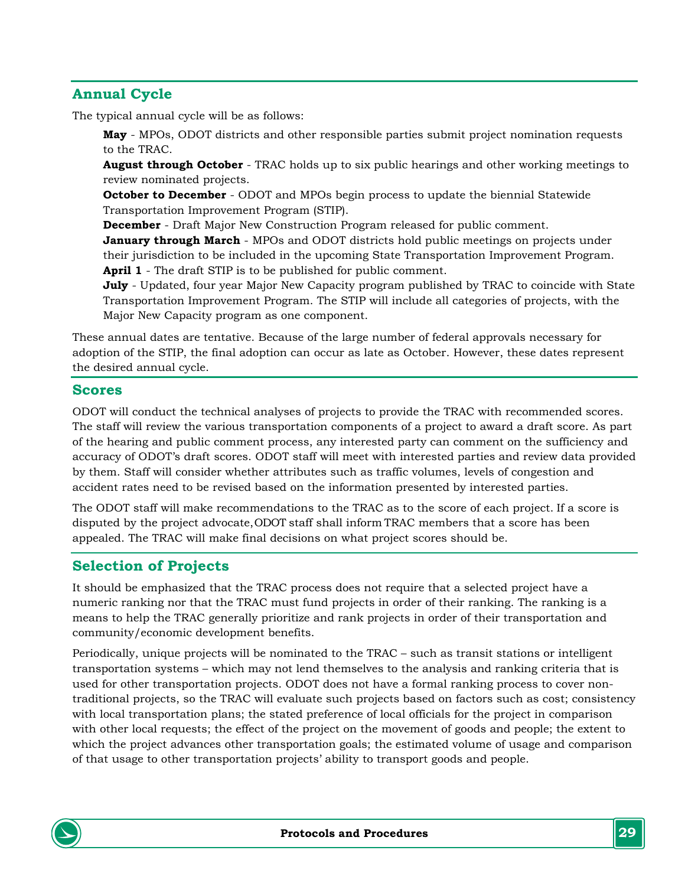## Annual Cycle

The typical annual cycle will be as follows:

**May** - MPOs, ODOT districts and other responsible parties submit project nomination requests to the TRAC.

**August through October** - TRAC holds up to six public hearings and other working meetings to review nominated projects.

**October to December** - ODOT and MPOs begin process to update the biennial Statewide Transportation Improvement Program (STIP).

**December** - Draft Major New Construction Program released for public comment.

**January through March** - MPOs and ODOT districts hold public meetings on projects under their jurisdiction to be included in the upcoming State Transportation Improvement Program.

**April 1** - The draft STIP is to be published for public comment.

**July** - Updated, four year Major New Capacity program published by TRAC to coincide with State Transportation Improvement Program. The STIP will include all categories of projects, with the Major New Capacity program as one component.

These annual dates are tentative. Because of the large number of federal approvals necessary for adoption of the STIP, the final adoption can occur as late as October. However, these dates represent the desired annual cycle.

## Scores

ODOT will conduct the technical analyses of projects to provide the TRAC with recommended scores. The staff will review the various transportation components of a project to award a draft score. As part of the hearing and public comment process, any interested party can comment on the sufficiency and accuracy of ODOT's draft scores. ODOT staff will meet with interested parties and review data provided by them. Staff will consider whether attributes such as traffic volumes, levels of congestion and accident rates need to be revised based on the information presented by interested parties.

The ODOT staff will make recommendations to the TRAC as to the score of each project. If a score is disputed by the project advocate, ODOT staff shall inform TRAC members that a score has been appealed. The TRAC will make final decisions on what project scores should be.

## Selection of Projects

It should be emphasized that the TRAC process does not require that a selected project have a numeric ranking nor that the TRAC must fund projects in order of their ranking. The ranking is a means to help the TRAC generally prioritize and rank projects in order of their transportation and community/economic development benefits.

Periodically, unique projects will be nominated to the TRAC – such as transit stations or intelligent transportation systems – which may not lend themselves to the analysis and ranking criteria that is used for other transportation projects. ODOT does not have a formal ranking process to cover non-traditional projects, so the TRAC will evaluate such projects based on factors such as cost; consistency with local transportation plans; the stated preference of local officials for the project in comparison with other local requests; the effect of the project on the movement of goods and people; the extent to which the project advances other transportation goals; the estimated volume of usage and comparison of that usage to other transportation projects' ability to transport goods and people.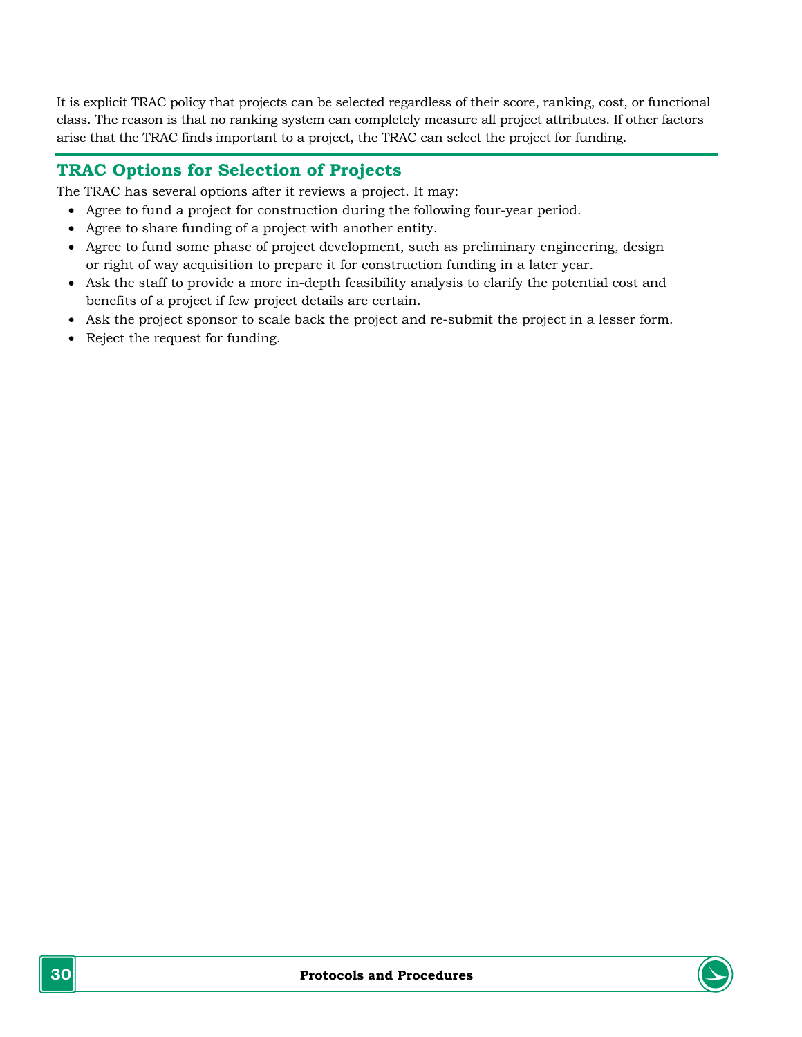It is explicit TRAC policy that projects can be selected regardless of their score, ranking, cost, or functional class. The reason is that no ranking system can completely measure all project attributes. If other factors arise that the TRAC finds important to a project, the TRAC can select the project for funding.

## TRAC Options for Selection of Projects

The TRAC has several options after it reviews a project. It may:

- Agree to fund a project for construction during the following four-year period.
- Agree to share funding of a project with another entity.
- Agree to fund some phase of project development, such as preliminary engineering, design or right of way acquisition to prepare it for construction funding in a later year.
- Ask the staff to provide a more in-depth feasibility analysis to clarify the potential cost and benefits of a project if few project details are certain.
- Ask the project sponsor to scale back the project and re-submit the project in a lesser form.
- Reject the request for funding.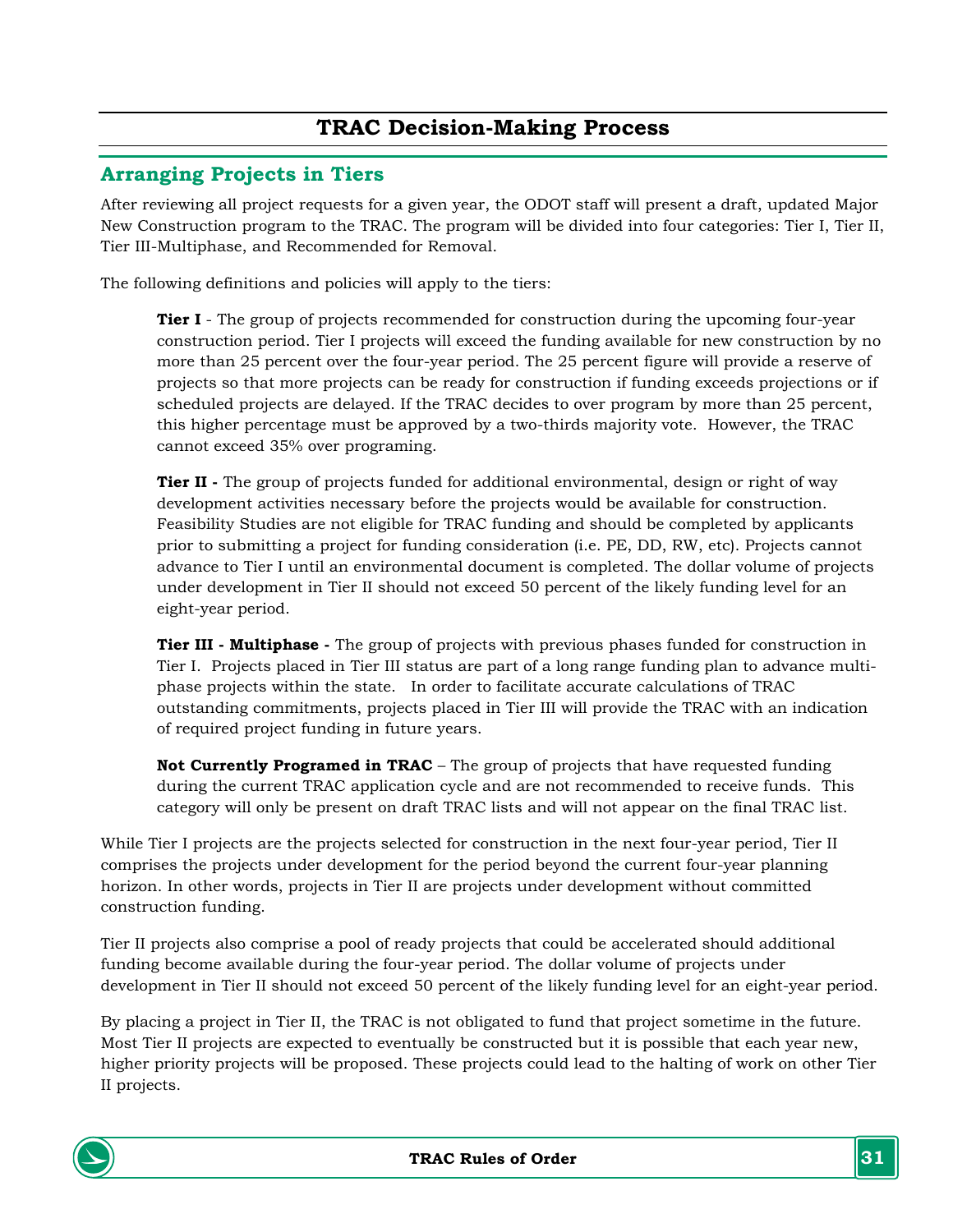# TRAC Decision-Making Process

## Arranging Projects in Tiers

After reviewing all project requests for a given year, the ODOT staff will present a draft, updated Major New Construction program to the TRAC. The program will be divided into four categories: Tier I, Tier II, Tier III-Multiphase, and Recommended for Removal.

The following definitions and policies will apply to the tiers:

> **Tier I** - The group of projects recommended for construction during the upcoming four-year construction period. Tier I projects will exceed the funding available for new construction by no more than 25 percent over the four-year period. The 25 percent figure will provide a reserve of projects so that more projects can be ready for construction if funding exceeds projections or if scheduled projects are delayed. If the TRAC decides to over program by more than 25 percent, this higher percentage must be approved by a two-thirds majority vote. However, the TRAC cannot exceed 35% over programing.
>
> **Tier II -** The group of projects funded for additional environmental, design or right of way development activities necessary before the projects would be available for construction. Feasibility Studies are not eligible for TRAC funding and should be completed by applicants prior to submitting a project for funding consideration (i.e. PE, DD, RW, etc). Projects cannot advance to Tier I until an environmental document is completed. The dollar volume of projects under development in Tier II should not exceed 50 percent of the likely funding level for an eight-year period.
>
> **Tier III - Multiphase -** The group of projects with previous phases funded for construction in Tier I. Projects placed in Tier III status are part of a long range funding plan to advance multi-phase projects within the state. In order to facilitate accurate calculations of TRAC outstanding commitments, projects placed in Tier III will provide the TRAC with an indication of required project funding in future years.
>
> **Not Currently Programed in TRAC** – The group of projects that have requested funding during the current TRAC application cycle and are not recommended to receive funds. This category will only be present on draft TRAC lists and will not appear on the final TRAC list.

While Tier I projects are the projects selected for construction in the next four-year period, Tier II comprises the projects under development for the period beyond the current four-year planning horizon. In other words, projects in Tier II are projects under development without committed construction funding.

Tier II projects also comprise a pool of ready projects that could be accelerated should additional funding become available during the four-year period. The dollar volume of projects under development in Tier II should not exceed 50 percent of the likely funding level for an eight-year period.

By placing a project in Tier II, the TRAC is not obligated to fund that project sometime in the future. Most Tier II projects are expected to eventually be constructed but it is possible that each year new, higher priority projects will be proposed. These projects could lead to the halting of work on other Tier II projects.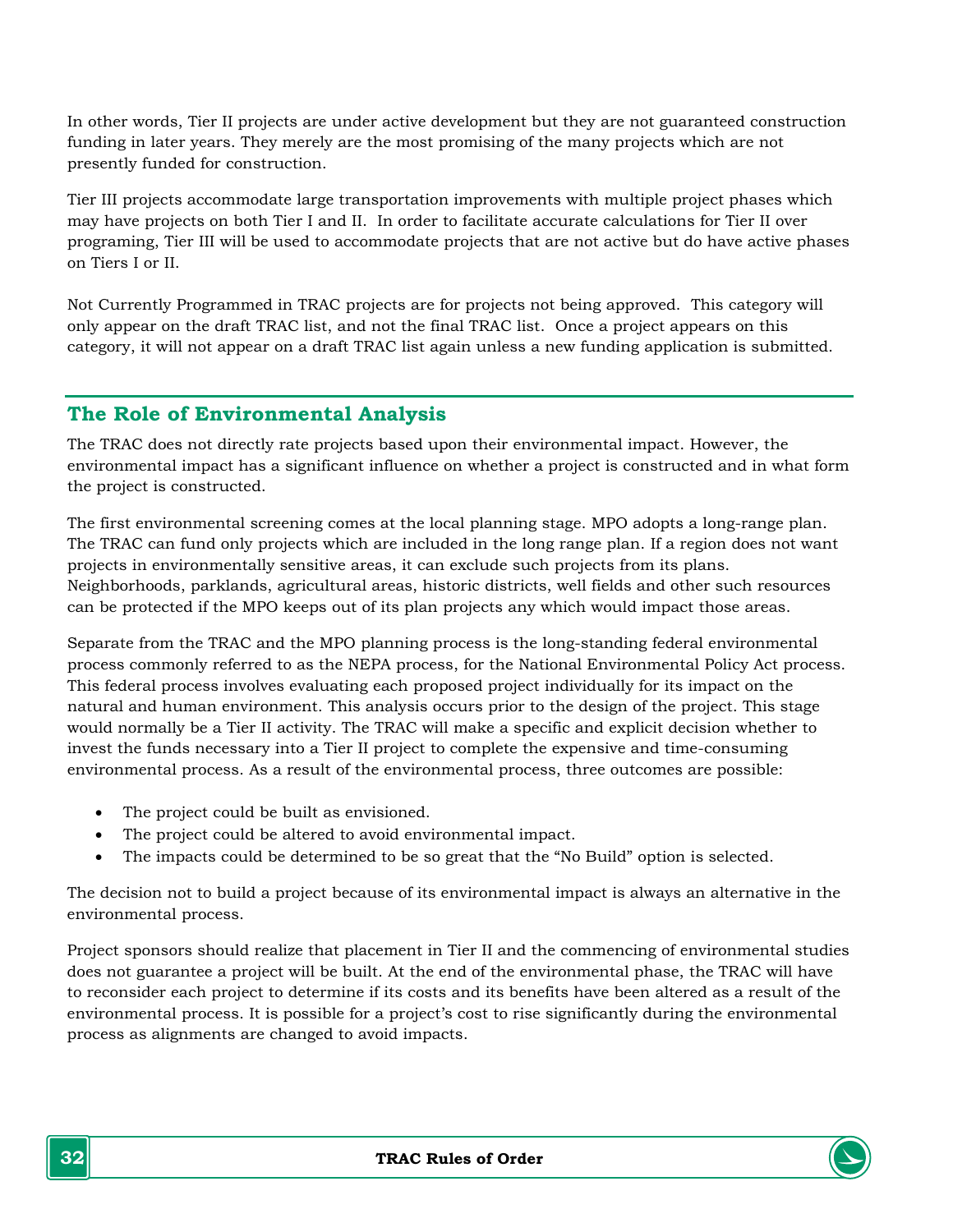In other words, Tier II projects are under active development but they are not guaranteed construction funding in later years. They merely are the most promising of the many projects which are not presently funded for construction.

Tier III projects accommodate large transportation improvements with multiple project phases which may have projects on both Tier I and II. In order to facilitate accurate calculations for Tier II over programing, Tier III will be used to accommodate projects that are not active but do have active phases on Tiers I or II.

Not Currently Programmed in TRAC projects are for projects not being approved. This category will only appear on the draft TRAC list, and not the final TRAC list. Once a project appears on this category, it will not appear on a draft TRAC list again unless a new funding application is submitted.

## The Role of Environmental Analysis

The TRAC does not directly rate projects based upon their environmental impact. However, the environmental impact has a significant influence on whether a project is constructed and in what form the project is constructed.

The first environmental screening comes at the local planning stage. MPO adopts a long-range plan. The TRAC can fund only projects which are included in the long range plan. If a region does not want projects in environmentally sensitive areas, it can exclude such projects from its plans. Neighborhoods, parklands, agricultural areas, historic districts, well fields and other such resources can be protected if the MPO keeps out of its plan projects any which would impact those areas.

Separate from the TRAC and the MPO planning process is the long-standing federal environmental process commonly referred to as the NEPA process, for the National Environmental Policy Act process. This federal process involves evaluating each proposed project individually for its impact on the natural and human environment. This analysis occurs prior to the design of the project. This stage would normally be a Tier II activity. The TRAC will make a specific and explicit decision whether to invest the funds necessary into a Tier II project to complete the expensive and time-consuming environmental process. As a result of the environmental process, three outcomes are possible:

- The project could be built as envisioned.
- The project could be altered to avoid environmental impact.
- The impacts could be determined to be so great that the “No Build” option is selected.

The decision not to build a project because of its environmental impact is always an alternative in the environmental process.

Project sponsors should realize that placement in Tier II and the commencing of environmental studies does not guarantee a project will be built. At the end of the environmental phase, the TRAC will have to reconsider each project to determine if its costs and its benefits have been altered as a result of the environmental process. It is possible for a project’s cost to rise significantly during the environmental process as alignments are changed to avoid impacts.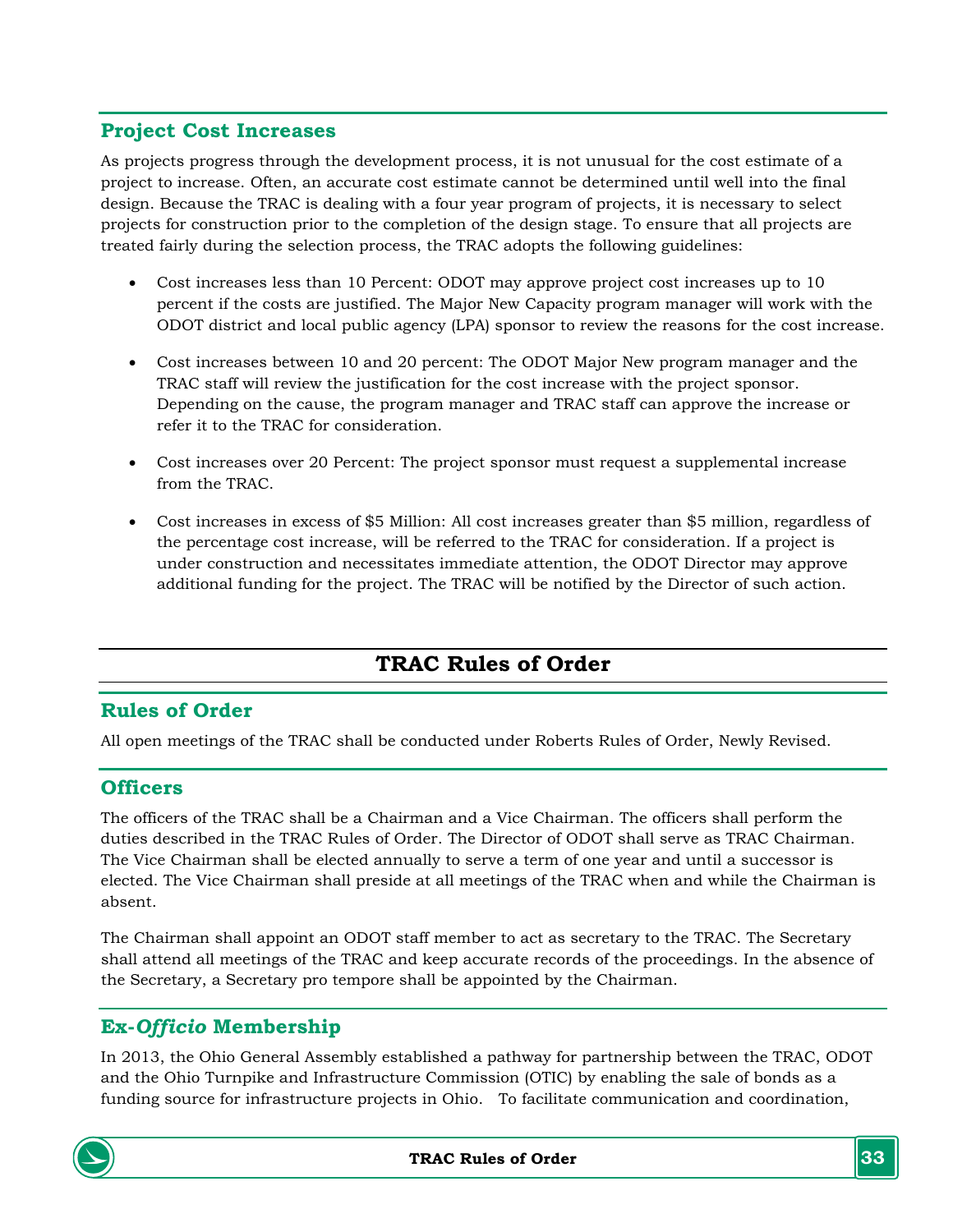## Project Cost Increases

As projects progress through the development process, it is not unusual for the cost estimate of a project to increase. Often, an accurate cost estimate cannot be determined until well into the final design. Because the TRAC is dealing with a four year program of projects, it is necessary to select projects for construction prior to the completion of the design stage. To ensure that all projects are treated fairly during the selection process, the TRAC adopts the following guidelines:

- Cost increases less than 10 Percent: ODOT may approve project cost increases up to 10 percent if the costs are justified. The Major New Capacity program manager will work with the ODOT district and local public agency (LPA) sponsor to review the reasons for the cost increase.

- Cost increases between 10 and 20 percent: The ODOT Major New program manager and the TRAC staff will review the justification for the cost increase with the project sponsor. Depending on the cause, the program manager and TRAC staff can approve the increase or refer it to the TRAC for consideration.

- Cost increases over 20 Percent: The project sponsor must request a supplemental increase from the TRAC.

- Cost increases in excess of $5 Million: All cost increases greater than $5 million, regardless of the percentage cost increase, will be referred to the TRAC for consideration. If a project is under construction and necessitates immediate attention, the ODOT Director may approve additional funding for the project. The TRAC will be notified by the Director of such action.

# TRAC Rules of Order

## Rules of Order

All open meetings of the TRAC shall be conducted under Roberts Rules of Order, Newly Revised.

## Officers

The officers of the TRAC shall be a Chairman and a Vice Chairman. The officers shall perform the duties described in the TRAC Rules of Order. The Director of ODOT shall serve as TRAC Chairman. The Vice Chairman shall be elected annually to serve a term of one year and until a successor is elected. The Vice Chairman shall preside at all meetings of the TRAC when and while the Chairman is absent.

The Chairman shall appoint an ODOT staff member to act as secretary to the TRAC. The Secretary shall attend all meetings of the TRAC and keep accurate records of the proceedings. In the absence of the Secretary, a Secretary pro tempore shall be appointed by the Chairman.

## Ex-*Officio* Membership

In 2013, the Ohio General Assembly established a pathway for partnership between the TRAC, ODOT and the Ohio Turnpike and Infrastructure Commission (OTIC) by enabling the sale of bonds as a funding source for infrastructure projects in Ohio. To facilitate communication and coordination,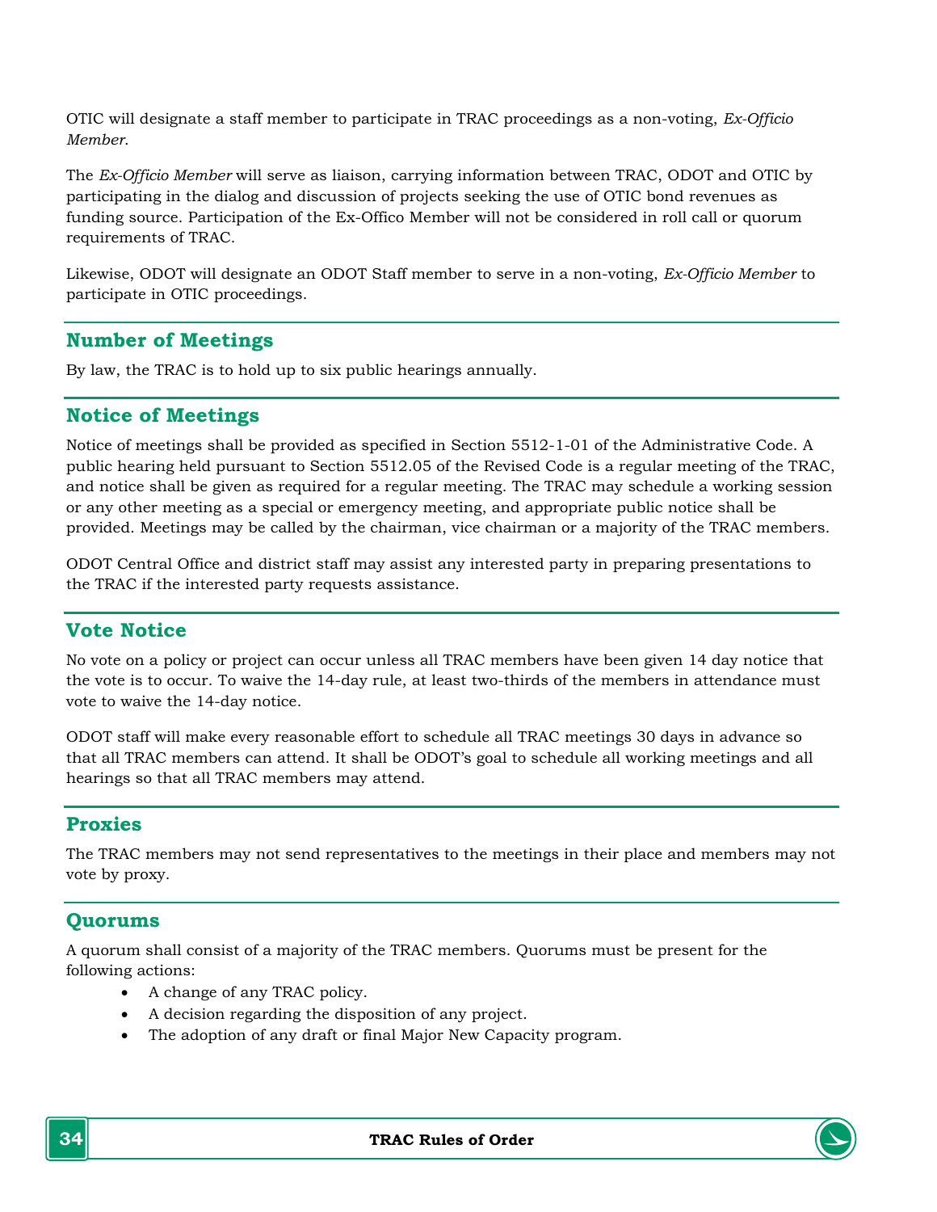OTIC will designate a staff member to participate in TRAC proceedings as a non-voting, *Ex-Officio Member*.

The *Ex-Officio Member* will serve as liaison, carrying information between TRAC, ODOT and OTIC by participating in the dialog and discussion of projects seeking the use of OTIC bond revenues as funding source. Participation of the Ex-Offico Member will not be considered in roll call or quorum requirements of TRAC.

Likewise, ODOT will designate an ODOT Staff member to serve in a non-voting, *Ex-Officio Member* to participate in OTIC proceedings.

## Number of Meetings

By law, the TRAC is to hold up to six public hearings annually.

## Notice of Meetings

Notice of meetings shall be provided as specified in Section 5512-1-01 of the Administrative Code. A public hearing held pursuant to Section 5512.05 of the Revised Code is a regular meeting of the TRAC, and notice shall be given as required for a regular meeting. The TRAC may schedule a working session or any other meeting as a special or emergency meeting, and appropriate public notice shall be provided. Meetings may be called by the chairman, vice chairman or a majority of the TRAC members.

ODOT Central Office and district staff may assist any interested party in preparing presentations to the TRAC if the interested party requests assistance.

## Vote Notice

No vote on a policy or project can occur unless all TRAC members have been given 14 day notice that the vote is to occur. To waive the 14-day rule, at least two-thirds of the members in attendance must vote to waive the 14-day notice.

ODOT staff will make every reasonable effort to schedule all TRAC meetings 30 days in advance so that all TRAC members can attend. It shall be ODOT's goal to schedule all working meetings and all hearings so that all TRAC members may attend.

## Proxies

The TRAC members may not send representatives to the meetings in their place and members may not vote by proxy.

## Quorums

A quorum shall consist of a majority of the TRAC members. Quorums must be present for the following actions:

- A change of any TRAC policy.
- A decision regarding the disposition of any project.
- The adoption of any draft or final Major New Capacity program.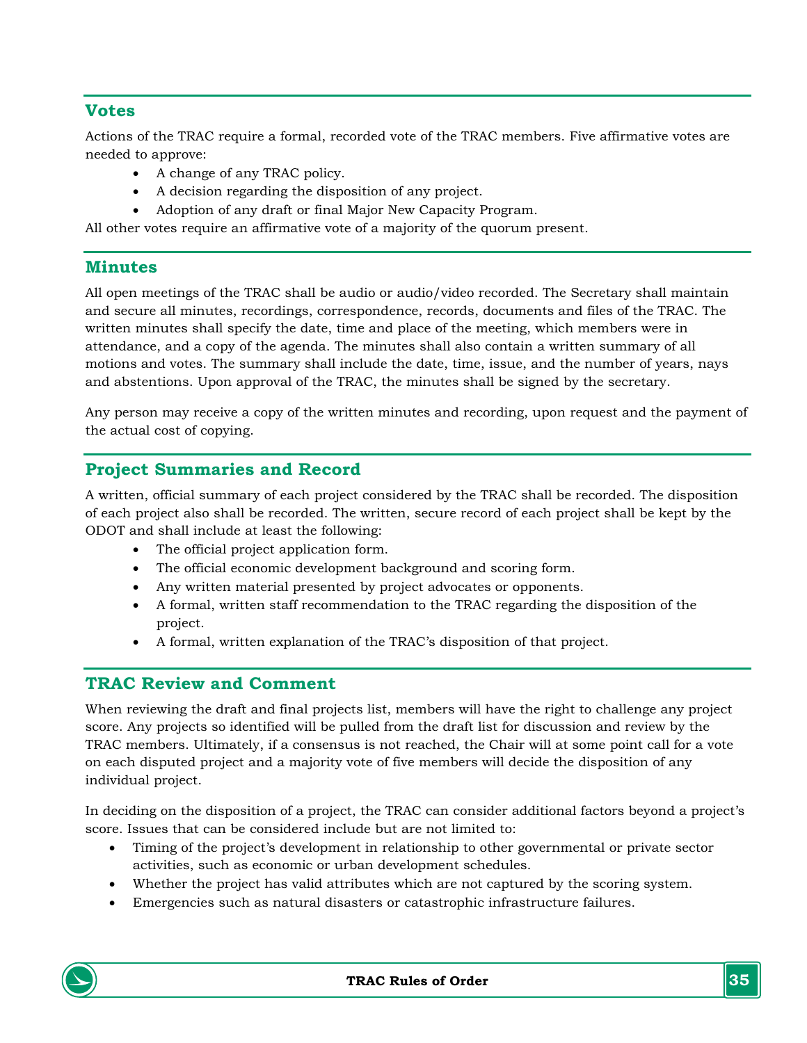## Votes

Actions of the TRAC require a formal, recorded vote of the TRAC members. Five affirmative votes are needed to approve:

- A change of any TRAC policy.
- A decision regarding the disposition of any project.
- Adoption of any draft or final Major New Capacity Program.

All other votes require an affirmative vote of a majority of the quorum present.

## Minutes

All open meetings of the TRAC shall be audio or audio/video recorded. The Secretary shall maintain and secure all minutes, recordings, correspondence, records, documents and files of the TRAC. The written minutes shall specify the date, time and place of the meeting, which members were in attendance, and a copy of the agenda. The minutes shall also contain a written summary of all motions and votes. The summary shall include the date, time, issue, and the number of years, nays and abstentions. Upon approval of the TRAC, the minutes shall be signed by the secretary.

Any person may receive a copy of the written minutes and recording, upon request and the payment of the actual cost of copying.

## Project Summaries and Record

A written, official summary of each project considered by the TRAC shall be recorded. The disposition of each project also shall be recorded. The written, secure record of each project shall be kept by the ODOT and shall include at least the following:

- The official project application form.
- The official economic development background and scoring form.
- Any written material presented by project advocates or opponents.
- A formal, written staff recommendation to the TRAC regarding the disposition of the project.
- A formal, written explanation of the TRAC's disposition of that project.

## TRAC Review and Comment

When reviewing the draft and final projects list, members will have the right to challenge any project score. Any projects so identified will be pulled from the draft list for discussion and review by the TRAC members. Ultimately, if a consensus is not reached, the Chair will at some point call for a vote on each disputed project and a majority vote of five members will decide the disposition of any individual project.

In deciding on the disposition of a project, the TRAC can consider additional factors beyond a project's score. Issues that can be considered include but are not limited to:

- Timing of the project's development in relationship to other governmental or private sector activities, such as economic or urban development schedules.
- Whether the project has valid attributes which are not captured by the scoring system.
- Emergencies such as natural disasters or catastrophic infrastructure failures.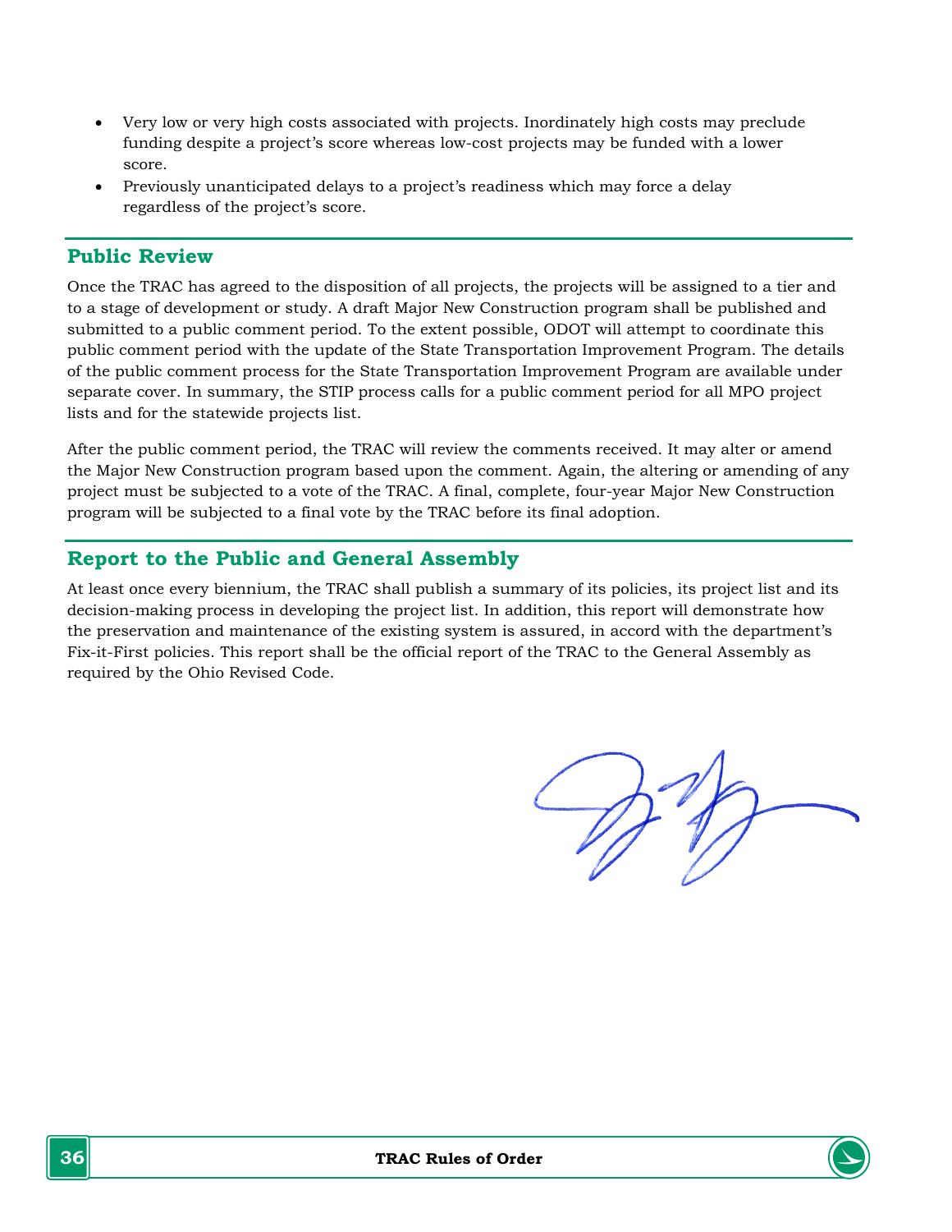- Very low or very high costs associated with projects. Inordinately high costs may preclude funding despite a project's score whereas low-cost projects may be funded with a lower score.
- Previously unanticipated delays to a project's readiness which may force a delay regardless of the project's score.

## Public Review

Once the TRAC has agreed to the disposition of all projects, the projects will be assigned to a tier and to a stage of development or study. A draft Major New Construction program shall be published and submitted to a public comment period. To the extent possible, ODOT will attempt to coordinate this public comment period with the update of the State Transportation Improvement Program. The details of the public comment process for the State Transportation Improvement Program are available under separate cover. In summary, the STIP process calls for a public comment period for all MPO project lists and for the statewide projects list.

After the public comment period, the TRAC will review the comments received. It may alter or amend the Major New Construction program based upon the comment. Again, the altering or amending of any project must be subjected to a vote of the TRAC. A final, complete, four-year Major New Construction program will be subjected to a final vote by the TRAC before its final adoption.

## Report to the Public and General Assembly

At least once every biennium, the TRAC shall publish a summary of its policies, its project list and its decision-making process in developing the project list. In addition, this report will demonstrate how the preservation and maintenance of the existing system is assured, in accord with the department's Fix-it-First policies. This report shall be the official report of the TRAC to the General Assembly as required by the Ohio Revised Code.